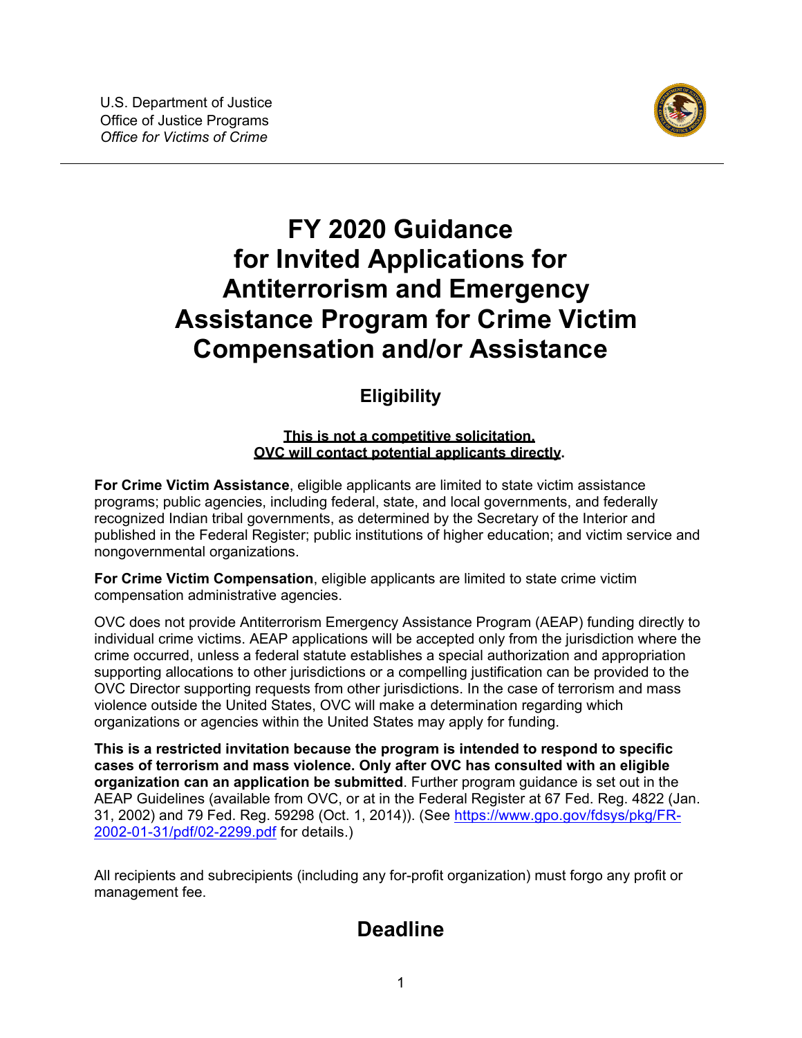U.S. Department of Justice
Office of Justice Programs
*Office for Victims of Crime*

# FY 2020 Guidance for Invited Applications for Antiterrorism and Emergency Assistance Program for Crime Victim Compensation and/or Assistance

## Eligibility

**This is not a competitive solicitation. OVC will contact potential applicants directly.**

**For Crime Victim Assistance**, eligible applicants are limited to state victim assistance programs; public agencies, including federal, state, and local governments, and federally recognized Indian tribal governments, as determined by the Secretary of the Interior and published in the Federal Register; public institutions of higher education; and victim service and nongovernmental organizations.

**For Crime Victim Compensation**, eligible applicants are limited to state crime victim compensation administrative agencies.

OVC does not provide Antiterrorism Emergency Assistance Program (AEAP) funding directly to individual crime victims. AEAP applications will be accepted only from the jurisdiction where the crime occurred, unless a federal statute establishes a special authorization and appropriation supporting allocations to other jurisdictions or a compelling justification can be provided to the OVC Director supporting requests from other jurisdictions. In the case of terrorism and mass violence outside the United States, OVC will make a determination regarding which organizations or agencies within the United States may apply for funding.

**This is a restricted invitation because the program is intended to respond to specific cases of terrorism and mass violence. Only after OVC has consulted with an eligible organization can an application be submitted**. Further program guidance is set out in the AEAP Guidelines (available from OVC, or at in the Federal Register at 67 Fed. Reg. 4822 (Jan. 31, 2002) and 79 Fed. Reg. 59298 (Oct. 1, 2014)). (See https://www.gpo.gov/fdsys/pkg/FR-2002-01-31/pdf/02-2299.pdf for details.)

All recipients and subrecipients (including any for-profit organization) must forgo any profit or management fee.

## Deadline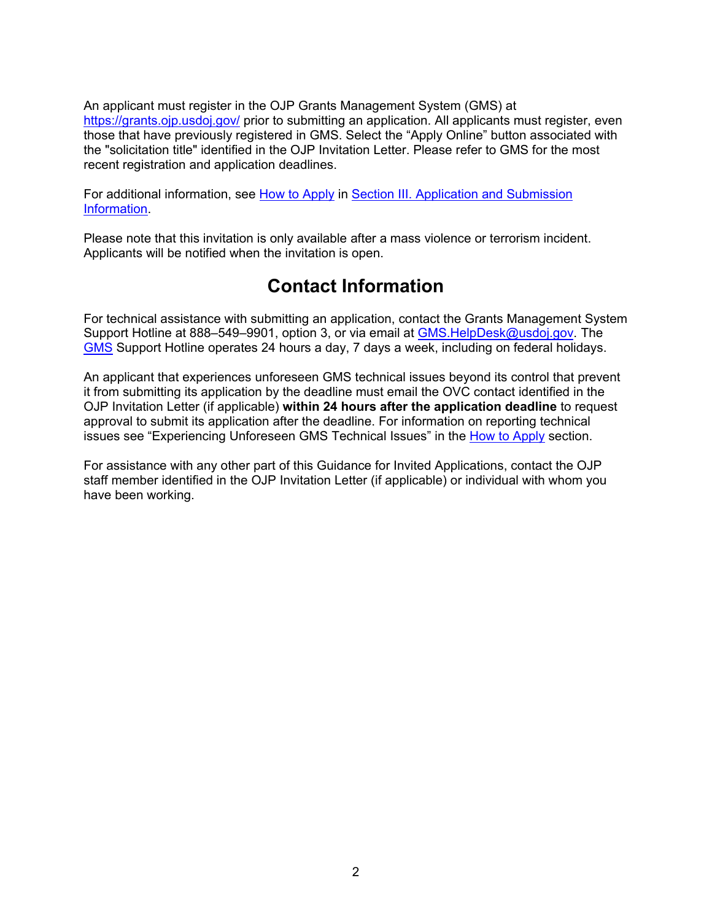An applicant must register in the OJP Grants Management System (GMS) at https://grants.ojp.usdoj.gov/ prior to submitting an application. All applicants must register, even those that have previously registered in GMS. Select the "Apply Online" button associated with the "solicitation title" identified in the OJP Invitation Letter. Please refer to GMS for the most recent registration and application deadlines.

For additional information, see How to Apply in Section III. Application and Submission Information.

Please note that this invitation is only available after a mass violence or terrorism incident. Applicants will be notified when the invitation is open.

## Contact Information

For technical assistance with submitting an application, contact the Grants Management System Support Hotline at 888–549–9901, option 3, or via email at GMS.HelpDesk@usdoj.gov. The GMS Support Hotline operates 24 hours a day, 7 days a week, including on federal holidays.

An applicant that experiences unforeseen GMS technical issues beyond its control that prevent it from submitting its application by the deadline must email the OVC contact identified in the OJP Invitation Letter (if applicable) **within 24 hours after the application deadline** to request approval to submit its application after the deadline. For information on reporting technical issues see "Experiencing Unforeseen GMS Technical Issues" in the How to Apply section.

For assistance with any other part of this Guidance for Invited Applications, contact the OJP staff member identified in the OJP Invitation Letter (if applicable) or individual with whom you have been working.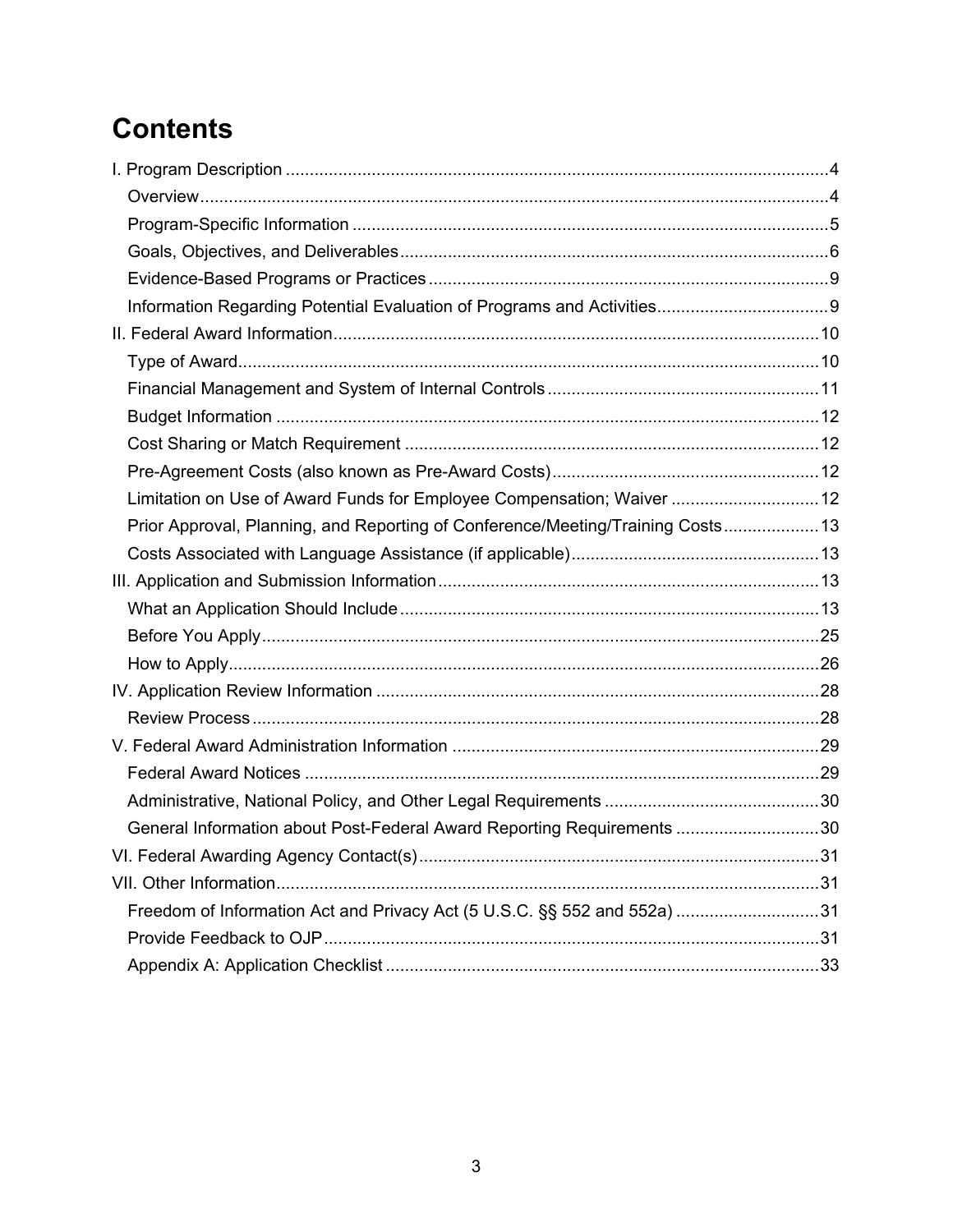# Contents

I. Program Description ....................................................................................................................4

- Overview....................................................................................................................................4
- Program-Specific Information ....................................................................................................5
- Goals, Objectives, and Deliverables ..........................................................................................6
- Evidence-Based Programs or Practices ......................................................................................9
- Information Regarding Potential Evaluation of Programs and Activities ......................................9

II. Federal Award Information .......................................................................................................10

- Type of Award...........................................................................................................................10
- Financial Management and System of Internal Controls ..........................................................11
- Budget Information ...................................................................................................................12
- Cost Sharing or Match Requirement ........................................................................................12
- Pre-Agreement Costs (also known as Pre-Award Costs) ..........................................................12
- Limitation on Use of Award Funds for Employee Compensation; Waiver ................................12
- Prior Approval, Planning, and Reporting of Conference/Meeting/Training Costs .....................13
- Costs Associated with Language Assistance (if applicable) .....................................................13

III. Application and Submission Information ..................................................................................13

- What an Application Should Include .........................................................................................13
- Before You Apply ......................................................................................................................25
- How to Apply.............................................................................................................................26

IV. Application Review Information ..............................................................................................28

- Review Process ........................................................................................................................28

V. Federal Award Administration Information ..............................................................................29

- Federal Award Notices .............................................................................................................29
- Administrative, National Policy, and Other Legal Requirements ..............................................30
- General Information about Post-Federal Award Reporting Requirements ...............................30

VI. Federal Awarding Agency Contact(s) ......................................................................................31

VII. Other Information ...................................................................................................................31

- Freedom of Information Act and Privacy Act (5 U.S.C. §§ 552 and 552a) ...............................31
- Provide Feedback to OJP .........................................................................................................31
- Appendix A: Application Checklist ............................................................................................33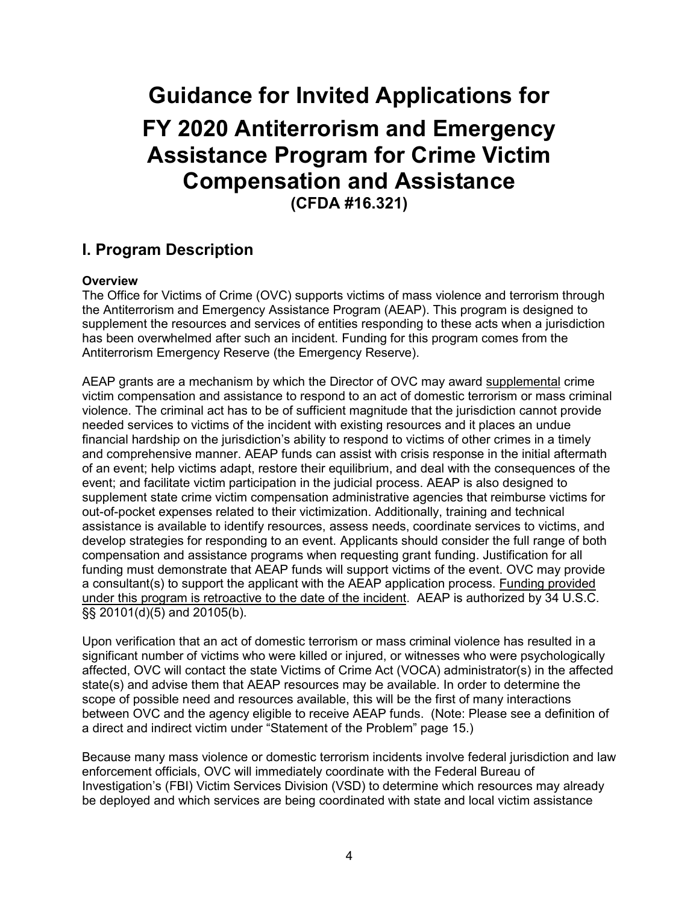# Guidance for Invited Applications for FY 2020 Antiterrorism and Emergency Assistance Program for Crime Victim Compensation and Assistance

**(CFDA #16.321)**

## I. Program Description

**Overview**

The Office for Victims of Crime (OVC) supports victims of mass violence and terrorism through the Antiterrorism and Emergency Assistance Program (AEAP). This program is designed to supplement the resources and services of entities responding to these acts when a jurisdiction has been overwhelmed after such an incident. Funding for this program comes from the Antiterrorism Emergency Reserve (the Emergency Reserve).

AEAP grants are a mechanism by which the Director of OVC may award supplemental crime victim compensation and assistance to respond to an act of domestic terrorism or mass criminal violence. The criminal act has to be of sufficient magnitude that the jurisdiction cannot provide needed services to victims of the incident with existing resources and it places an undue financial hardship on the jurisdiction's ability to respond to victims of other crimes in a timely and comprehensive manner. AEAP funds can assist with crisis response in the initial aftermath of an event; help victims adapt, restore their equilibrium, and deal with the consequences of the event; and facilitate victim participation in the judicial process. AEAP is also designed to supplement state crime victim compensation administrative agencies that reimburse victims for out-of-pocket expenses related to their victimization. Additionally, training and technical assistance is available to identify resources, assess needs, coordinate services to victims, and develop strategies for responding to an event. Applicants should consider the full range of both compensation and assistance programs when requesting grant funding. Justification for all funding must demonstrate that AEAP funds will support victims of the event. OVC may provide a consultant(s) to support the applicant with the AEAP application process. Funding provided under this program is retroactive to the date of the incident. AEAP is authorized by 34 U.S.C. §§ 20101(d)(5) and 20105(b).

Upon verification that an act of domestic terrorism or mass criminal violence has resulted in a significant number of victims who were killed or injured, or witnesses who were psychologically affected, OVC will contact the state Victims of Crime Act (VOCA) administrator(s) in the affected state(s) and advise them that AEAP resources may be available. In order to determine the scope of possible need and resources available, this will be the first of many interactions between OVC and the agency eligible to receive AEAP funds. (Note: Please see a definition of a direct and indirect victim under "Statement of the Problem" page 15.)

Because many mass violence or domestic terrorism incidents involve federal jurisdiction and law enforcement officials, OVC will immediately coordinate with the Federal Bureau of Investigation's (FBI) Victim Services Division (VSD) to determine which resources may already be deployed and which services are being coordinated with state and local victim assistance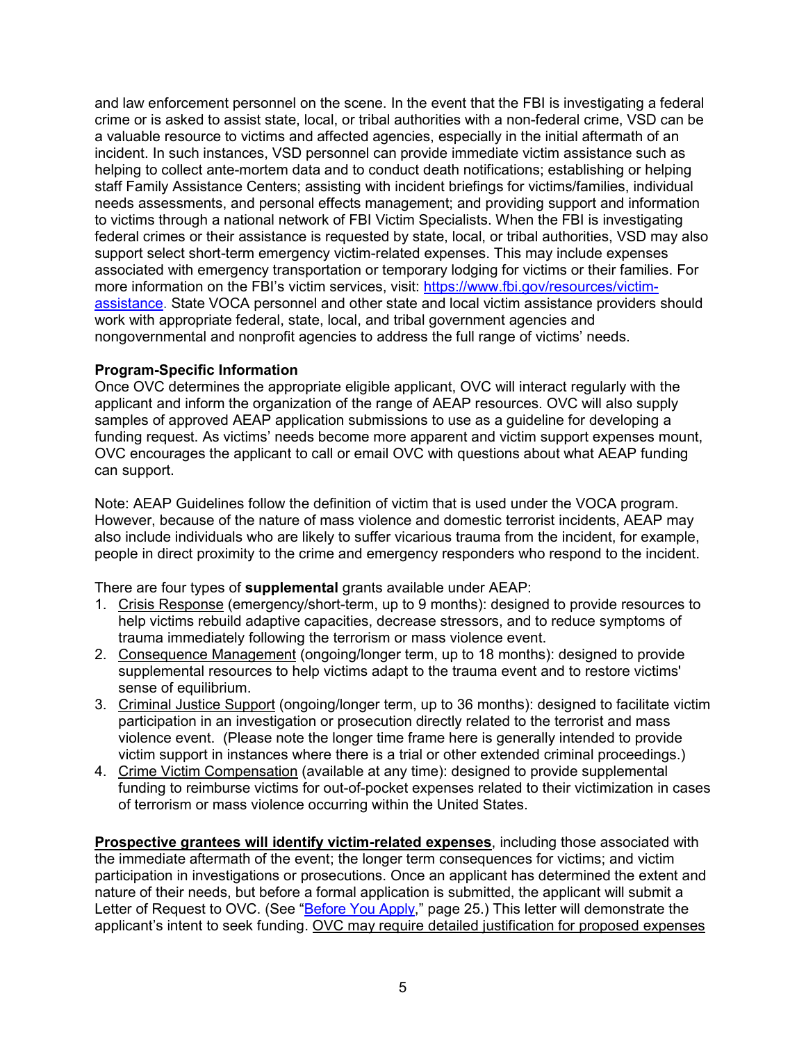and law enforcement personnel on the scene. In the event that the FBI is investigating a federal crime or is asked to assist state, local, or tribal authorities with a non-federal crime, VSD can be a valuable resource to victims and affected agencies, especially in the initial aftermath of an incident. In such instances, VSD personnel can provide immediate victim assistance such as helping to collect ante-mortem data and to conduct death notifications; establishing or helping staff Family Assistance Centers; assisting with incident briefings for victims/families, individual needs assessments, and personal effects management; and providing support and information to victims through a national network of FBI Victim Specialists. When the FBI is investigating federal crimes or their assistance is requested by state, local, or tribal authorities, VSD may also support select short-term emergency victim-related expenses. This may include expenses associated with emergency transportation or temporary lodging for victims or their families. For more information on the FBI's victim services, visit: [https://www.fbi.gov/resources/victim-assistance](https://www.fbi.gov/resources/victim-assistance). State VOCA personnel and other state and local victim assistance providers should work with appropriate federal, state, local, and tribal government agencies and nongovernmental and nonprofit agencies to address the full range of victims' needs.

**Program-Specific Information**

Once OVC determines the appropriate eligible applicant, OVC will interact regularly with the applicant and inform the organization of the range of AEAP resources. OVC will also supply samples of approved AEAP application submissions to use as a guideline for developing a funding request. As victims' needs become more apparent and victim support expenses mount, OVC encourages the applicant to call or email OVC with questions about what AEAP funding can support.

Note: AEAP Guidelines follow the definition of victim that is used under the VOCA program. However, because of the nature of mass violence and domestic terrorist incidents, AEAP may also include individuals who are likely to suffer vicarious trauma from the incident, for example, people in direct proximity to the crime and emergency responders who respond to the incident.

There are four types of **supplemental** grants available under AEAP:

1. Crisis Response (emergency/short-term, up to 9 months): designed to provide resources to help victims rebuild adaptive capacities, decrease stressors, and to reduce symptoms of trauma immediately following the terrorism or mass violence event.
2. Consequence Management (ongoing/longer term, up to 18 months): designed to provide supplemental resources to help victims adapt to the trauma event and to restore victims' sense of equilibrium.
3. Criminal Justice Support (ongoing/longer term, up to 36 months): designed to facilitate victim participation in an investigation or prosecution directly related to the terrorist and mass violence event. (Please note the longer time frame here is generally intended to provide victim support in instances where there is a trial or other extended criminal proceedings.)
4. Crime Victim Compensation (available at any time): designed to provide supplemental funding to reimburse victims for out-of-pocket expenses related to their victimization in cases of terrorism or mass violence occurring within the United States.

**Prospective grantees will identify victim-related expenses**, including those associated with the immediate aftermath of the event; the longer term consequences for victims; and victim participation in investigations or prosecutions. Once an applicant has determined the extent and nature of their needs, but before a formal application is submitted, the applicant will submit a Letter of Request to OVC. (See "Before You Apply," page 25.) This letter will demonstrate the applicant's intent to seek funding. OVC may require detailed justification for proposed expenses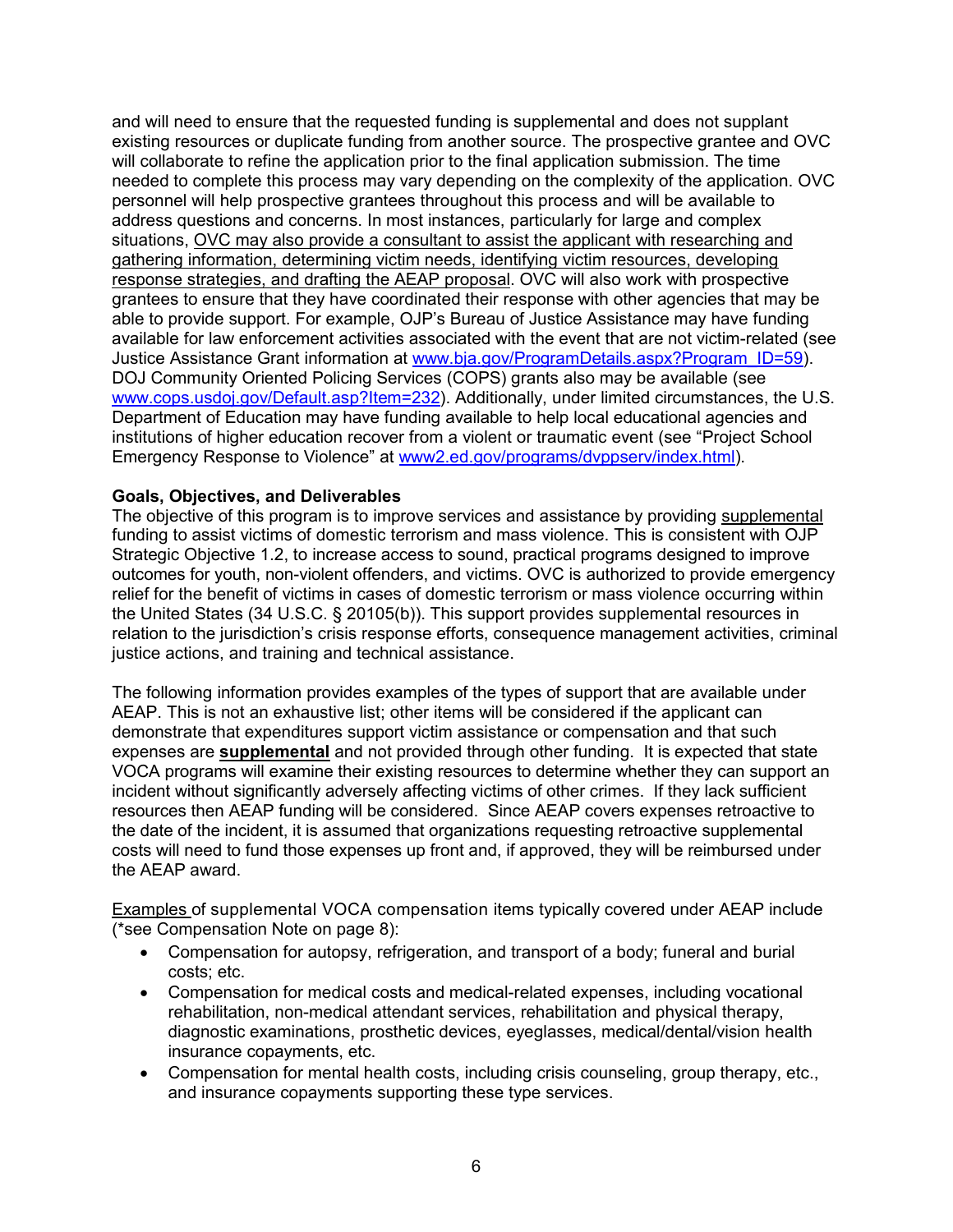and will need to ensure that the requested funding is supplemental and does not supplant existing resources or duplicate funding from another source. The prospective grantee and OVC will collaborate to refine the application prior to the final application submission. The time needed to complete this process may vary depending on the complexity of the application. OVC personnel will help prospective grantees throughout this process and will be available to address questions and concerns. In most instances, particularly for large and complex situations, <u>OVC may also provide a consultant to assist the applicant with researching and gathering information, determining victim needs, identifying victim resources, developing response strategies, and drafting the AEAP proposal</u>. OVC will also work with prospective grantees to ensure that they have coordinated their response with other agencies that may be able to provide support. For example, OJP's Bureau of Justice Assistance may have funding available for law enforcement activities associated with the event that are not victim-related (see Justice Assistance Grant information at [www.bja.gov/ProgramDetails.aspx?Program_ID=59](www.bja.gov/ProgramDetails.aspx?Program_ID=59)). DOJ Community Oriented Policing Services (COPS) grants also may be available (see [www.cops.usdoj.gov/Default.asp?Item=232](www.cops.usdoj.gov/Default.asp?Item=232)). Additionally, under limited circumstances, the U.S. Department of Education may have funding available to help local educational agencies and institutions of higher education recover from a violent or traumatic event (see "Project School Emergency Response to Violence" at [www2.ed.gov/programs/dvppserv/index.html](www2.ed.gov/programs/dvppserv/index.html)).

**Goals, Objectives, and Deliverables**

The objective of this program is to improve services and assistance by providing <u>supplemental</u> funding to assist victims of domestic terrorism and mass violence. This is consistent with OJP Strategic Objective 1.2, to increase access to sound, practical programs designed to improve outcomes for youth, non-violent offenders, and victims. OVC is authorized to provide emergency relief for the benefit of victims in cases of domestic terrorism or mass violence occurring within the United States (34 U.S.C. § 20105(b)). This support provides supplemental resources in relation to the jurisdiction's crisis response efforts, consequence management activities, criminal justice actions, and training and technical assistance.

The following information provides examples of the types of support that are available under AEAP. This is not an exhaustive list; other items will be considered if the applicant can demonstrate that expenditures support victim assistance or compensation and that such expenses are <u>**supplemental**</u> and not provided through other funding. It is expected that state VOCA programs will examine their existing resources to determine whether they can support an incident without significantly adversely affecting victims of other crimes. If they lack sufficient resources then AEAP funding will be considered. Since AEAP covers expenses retroactive to the date of the incident, it is assumed that organizations requesting retroactive supplemental costs will need to fund those expenses up front and, if approved, they will be reimbursed under the AEAP award.

<u>Examples</u> of supplemental VOCA compensation items typically covered under AEAP include (*see Compensation Note on page 8):

- Compensation for autopsy, refrigeration, and transport of a body; funeral and burial costs; etc.
- Compensation for medical costs and medical-related expenses, including vocational rehabilitation, non-medical attendant services, rehabilitation and physical therapy, diagnostic examinations, prosthetic devices, eyeglasses, medical/dental/vision health insurance copayments, etc.
- Compensation for mental health costs, including crisis counseling, group therapy, etc., and insurance copayments supporting these type services.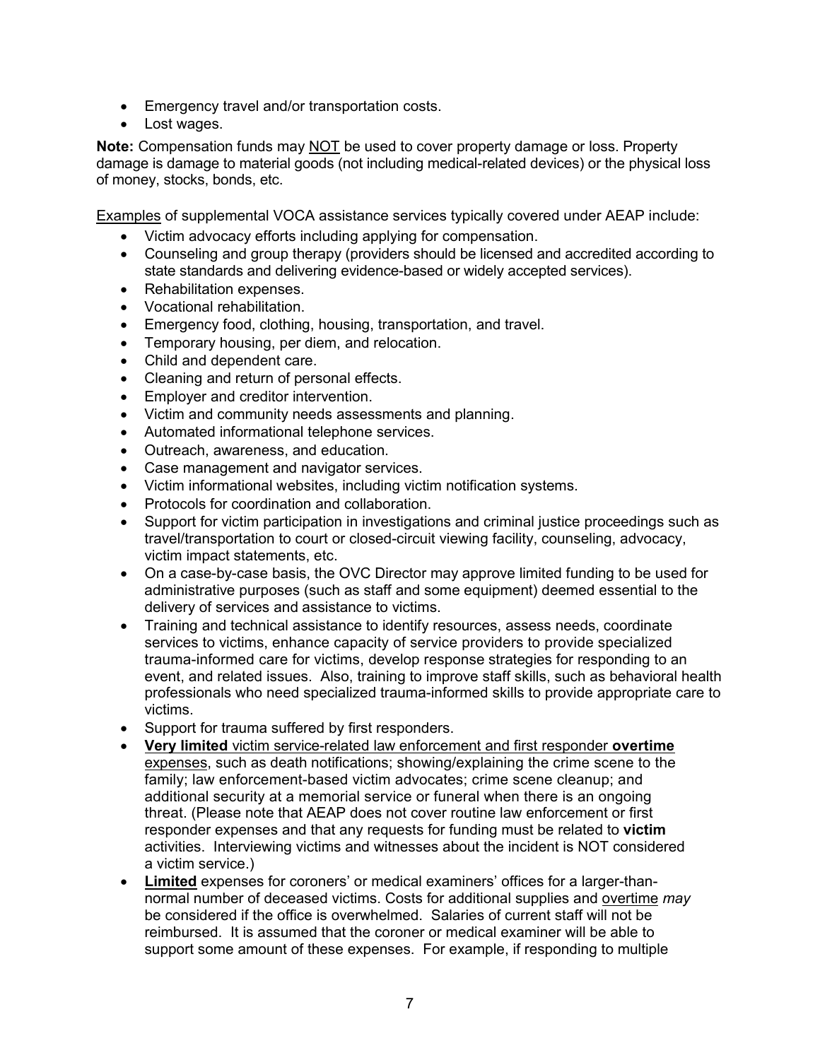- Emergency travel and/or transportation costs.
- Lost wages.

**Note:** Compensation funds may <u>NOT</u> be used to cover property damage or loss. Property damage is damage to material goods (not including medical-related devices) or the physical loss of money, stocks, bonds, etc.

<u>Examples</u> of supplemental VOCA assistance services typically covered under AEAP include:

- Victim advocacy efforts including applying for compensation.
- Counseling and group therapy (providers should be licensed and accredited according to state standards and delivering evidence-based or widely accepted services).
- Rehabilitation expenses.
- Vocational rehabilitation.
- Emergency food, clothing, housing, transportation, and travel.
- Temporary housing, per diem, and relocation.
- Child and dependent care.
- Cleaning and return of personal effects.
- Employer and creditor intervention.
- Victim and community needs assessments and planning.
- Automated informational telephone services.
- Outreach, awareness, and education.
- Case management and navigator services.
- Victim informational websites, including victim notification systems.
- Protocols for coordination and collaboration.
- Support for victim participation in investigations and criminal justice proceedings such as travel/transportation to court or closed-circuit viewing facility, counseling, advocacy, victim impact statements, etc.
- On a case-by-case basis, the OVC Director may approve limited funding to be used for administrative purposes (such as staff and some equipment) deemed essential to the delivery of services and assistance to victims.
- Training and technical assistance to identify resources, assess needs, coordinate services to victims, enhance capacity of service providers to provide specialized trauma-informed care for victims, develop response strategies for responding to an event, and related issues. Also, training to improve staff skills, such as behavioral health professionals who need specialized trauma-informed skills to provide appropriate care to victims.
- Support for trauma suffered by first responders.
- <u>**Very limited** victim service-related law enforcement and first responder **overtime** expenses</u>, such as death notifications; showing/explaining the crime scene to the family; law enforcement-based victim advocates; crime scene cleanup; and additional security at a memorial service or funeral when there is an ongoing threat. (Please note that AEAP does not cover routine law enforcement or first responder expenses and that any requests for funding must be related to **victim** activities. Interviewing victims and witnesses about the incident is NOT considered a victim service.)
- <u>**Limited**</u> expenses for coroners' or medical examiners' offices for a larger-than-normal number of deceased victims. Costs for additional supplies and <u>overtime</u> *may* be considered if the office is overwhelmed. Salaries of current staff will not be reimbursed. It is assumed that the coroner or medical examiner will be able to support some amount of these expenses. For example, if responding to multiple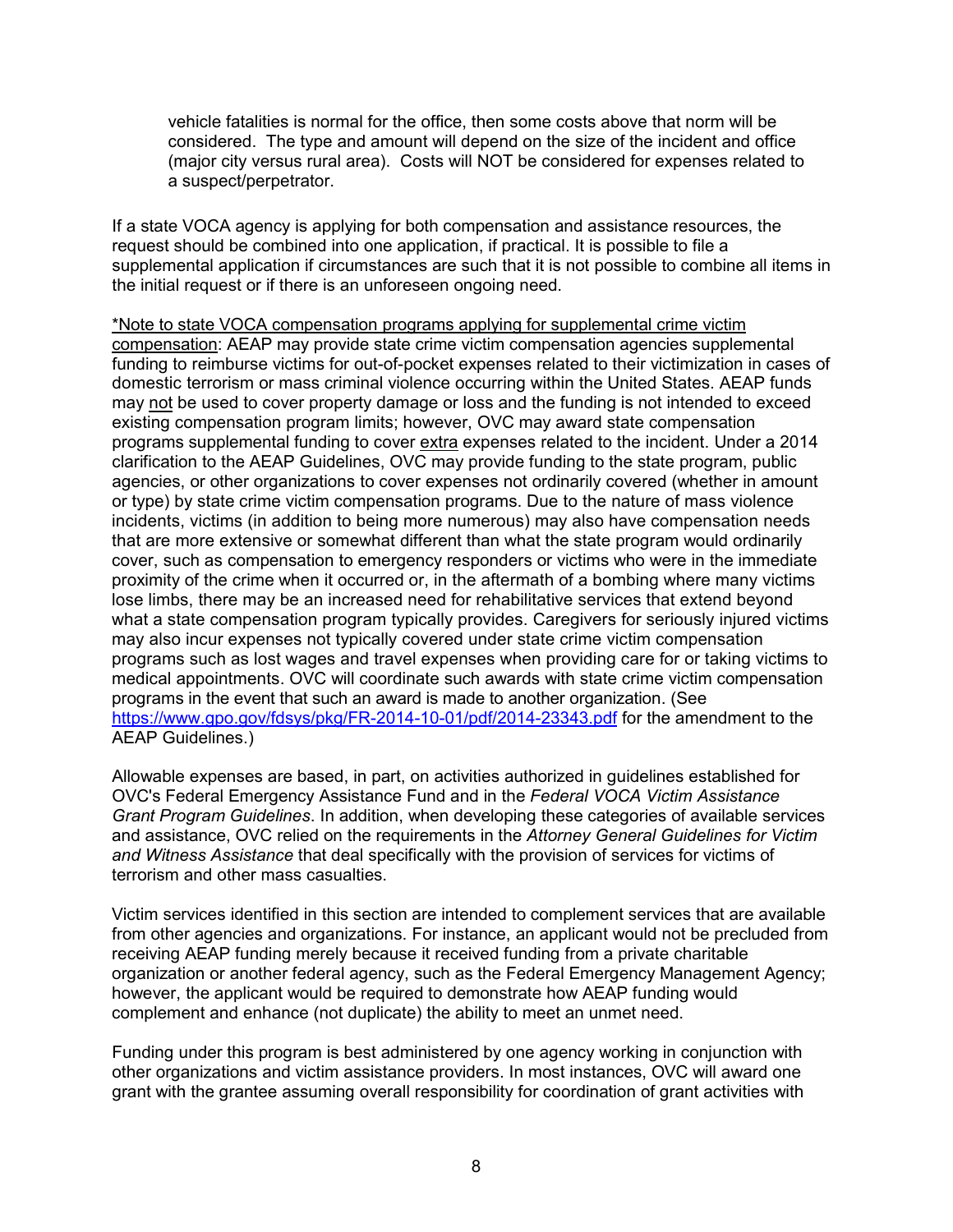vehicle fatalities is normal for the office, then some costs above that norm will be considered. The type and amount will depend on the size of the incident and office (major city versus rural area). Costs will NOT be considered for expenses related to a suspect/perpetrator.

If a state VOCA agency is applying for both compensation and assistance resources, the request should be combined into one application, if practical. It is possible to file a supplemental application if circumstances are such that it is not possible to combine all items in the initial request or if there is an unforeseen ongoing need.

<u>*Note to state VOCA compensation programs applying for supplemental crime victim compensation</u>: AEAP may provide state crime victim compensation agencies supplemental funding to reimburse victims for out-of-pocket expenses related to their victimization in cases of domestic terrorism or mass criminal violence occurring within the United States. AEAP funds may <u>not</u> be used to cover property damage or loss and the funding is not intended to exceed existing compensation program limits; however, OVC may award state compensation programs supplemental funding to cover <u>extra</u> expenses related to the incident. Under a 2014 clarification to the AEAP Guidelines, OVC may provide funding to the state program, public agencies, or other organizations to cover expenses not ordinarily covered (whether in amount or type) by state crime victim compensation programs. Due to the nature of mass violence incidents, victims (in addition to being more numerous) may also have compensation needs that are more extensive or somewhat different than what the state program would ordinarily cover, such as compensation to emergency responders or victims who were in the immediate proximity of the crime when it occurred or, in the aftermath of a bombing where many victims lose limbs, there may be an increased need for rehabilitative services that extend beyond what a state compensation program typically provides. Caregivers for seriously injured victims may also incur expenses not typically covered under state crime victim compensation programs such as lost wages and travel expenses when providing care for or taking victims to medical appointments. OVC will coordinate such awards with state crime victim compensation programs in the event that such an award is made to another organization. (See https://www.gpo.gov/fdsys/pkg/FR-2014-10-01/pdf/2014-23343.pdf for the amendment to the AEAP Guidelines.)

Allowable expenses are based, in part, on activities authorized in guidelines established for OVC's Federal Emergency Assistance Fund and in the *Federal VOCA Victim Assistance Grant Program Guidelines*. In addition, when developing these categories of available services and assistance, OVC relied on the requirements in the *Attorney General Guidelines for Victim and Witness Assistance* that deal specifically with the provision of services for victims of terrorism and other mass casualties.

Victim services identified in this section are intended to complement services that are available from other agencies and organizations. For instance, an applicant would not be precluded from receiving AEAP funding merely because it received funding from a private charitable organization or another federal agency, such as the Federal Emergency Management Agency; however, the applicant would be required to demonstrate how AEAP funding would complement and enhance (not duplicate) the ability to meet an unmet need.

Funding under this program is best administered by one agency working in conjunction with other organizations and victim assistance providers. In most instances, OVC will award one grant with the grantee assuming overall responsibility for coordination of grant activities with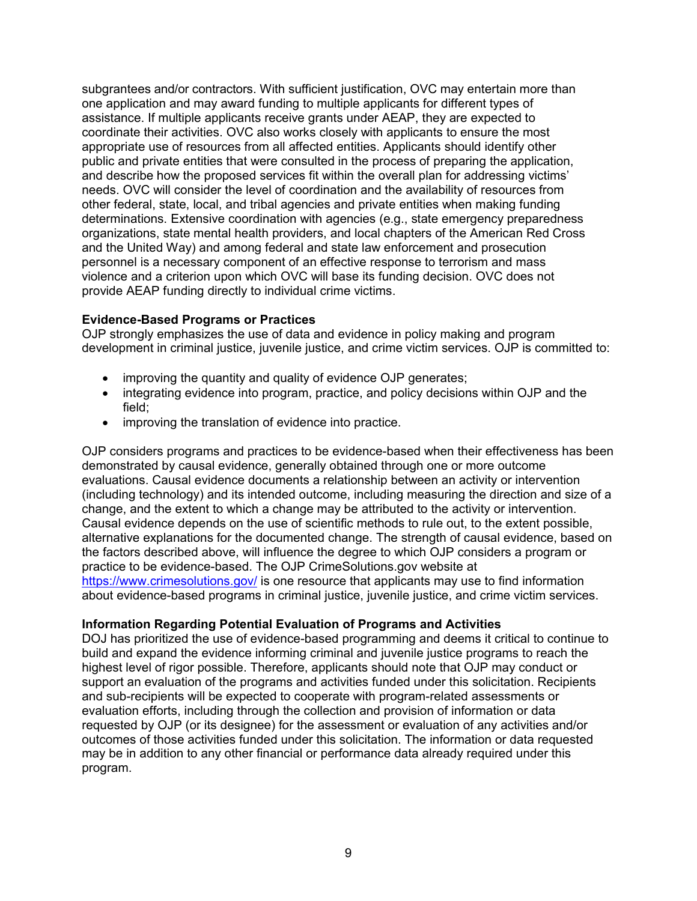subgrantees and/or contractors. With sufficient justification, OVC may entertain more than one application and may award funding to multiple applicants for different types of assistance. If multiple applicants receive grants under AEAP, they are expected to coordinate their activities. OVC also works closely with applicants to ensure the most appropriate use of resources from all affected entities. Applicants should identify other public and private entities that were consulted in the process of preparing the application, and describe how the proposed services fit within the overall plan for addressing victims' needs. OVC will consider the level of coordination and the availability of resources from other federal, state, local, and tribal agencies and private entities when making funding determinations. Extensive coordination with agencies (e.g., state emergency preparedness organizations, state mental health providers, and local chapters of the American Red Cross and the United Way) and among federal and state law enforcement and prosecution personnel is a necessary component of an effective response to terrorism and mass violence and a criterion upon which OVC will base its funding decision. OVC does not provide AEAP funding directly to individual crime victims.

**Evidence-Based Programs or Practices**

OJP strongly emphasizes the use of data and evidence in policy making and program development in criminal justice, juvenile justice, and crime victim services. OJP is committed to:

- improving the quantity and quality of evidence OJP generates;
- integrating evidence into program, practice, and policy decisions within OJP and the field;
- improving the translation of evidence into practice.

OJP considers programs and practices to be evidence-based when their effectiveness has been demonstrated by causal evidence, generally obtained through one or more outcome evaluations. Causal evidence documents a relationship between an activity or intervention (including technology) and its intended outcome, including measuring the direction and size of a change, and the extent to which a change may be attributed to the activity or intervention. Causal evidence depends on the use of scientific methods to rule out, to the extent possible, alternative explanations for the documented change. The strength of causal evidence, based on the factors described above, will influence the degree to which OJP considers a program or practice to be evidence-based. The OJP CrimeSolutions.gov website at https://www.crimesolutions.gov/ is one resource that applicants may use to find information about evidence-based programs in criminal justice, juvenile justice, and crime victim services.

**Information Regarding Potential Evaluation of Programs and Activities**

DOJ has prioritized the use of evidence-based programming and deems it critical to continue to build and expand the evidence informing criminal and juvenile justice programs to reach the highest level of rigor possible. Therefore, applicants should note that OJP may conduct or support an evaluation of the programs and activities funded under this solicitation. Recipients and sub-recipients will be expected to cooperate with program-related assessments or evaluation efforts, including through the collection and provision of information or data requested by OJP (or its designee) for the assessment or evaluation of any activities and/or outcomes of those activities funded under this solicitation. The information or data requested may be in addition to any other financial or performance data already required under this program.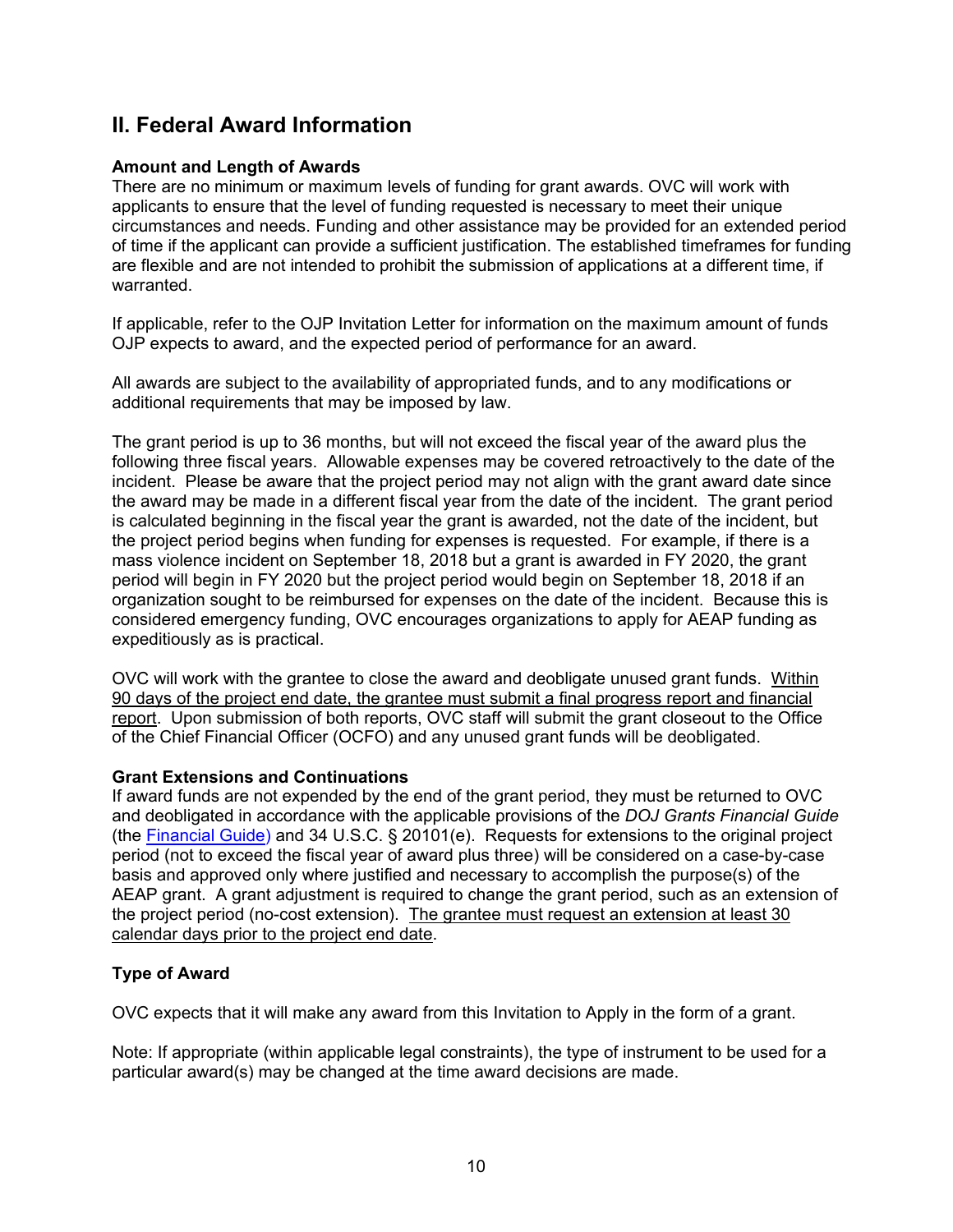## II. Federal Award Information

**Amount and Length of Awards**

There are no minimum or maximum levels of funding for grant awards. OVC will work with applicants to ensure that the level of funding requested is necessary to meet their unique circumstances and needs. Funding and other assistance may be provided for an extended period of time if the applicant can provide a sufficient justification. The established timeframes for funding are flexible and are not intended to prohibit the submission of applications at a different time, if warranted.

If applicable, refer to the OJP Invitation Letter for information on the maximum amount of funds OJP expects to award, and the expected period of performance for an award.

All awards are subject to the availability of appropriated funds, and to any modifications or additional requirements that may be imposed by law.

The grant period is up to 36 months, but will not exceed the fiscal year of the award plus the following three fiscal years. Allowable expenses may be covered retroactively to the date of the incident. Please be aware that the project period may not align with the grant award date since the award may be made in a different fiscal year from the date of the incident. The grant period is calculated beginning in the fiscal year the grant is awarded, not the date of the incident, but the project period begins when funding for expenses is requested. For example, if there is a mass violence incident on September 18, 2018 but a grant is awarded in FY 2020, the grant period will begin in FY 2020 but the project period would begin on September 18, 2018 if an organization sought to be reimbursed for expenses on the date of the incident. Because this is considered emergency funding, OVC encourages organizations to apply for AEAP funding as expeditiously as is practical.

OVC will work with the grantee to close the award and deobligate unused grant funds. Within 90 days of the project end date, the grantee must submit a final progress report and financial report. Upon submission of both reports, OVC staff will submit the grant closeout to the Office of the Chief Financial Officer (OCFO) and any unused grant funds will be deobligated.

**Grant Extensions and Continuations**

If award funds are not expended by the end of the grant period, they must be returned to OVC and deobligated in accordance with the applicable provisions of the *DOJ Grants Financial Guide* (the [Financial Guide]) and 34 U.S.C. § 20101(e). Requests for extensions to the original project period (not to exceed the fiscal year of award plus three) will be considered on a case-by-case basis and approved only where justified and necessary to accomplish the purpose(s) of the AEAP grant. A grant adjustment is required to change the grant period, such as an extension of the project period (no-cost extension). The grantee must request an extension at least 30 calendar days prior to the project end date.

**Type of Award**

OVC expects that it will make any award from this Invitation to Apply in the form of a grant.

Note: If appropriate (within applicable legal constraints), the type of instrument to be used for a particular award(s) may be changed at the time award decisions are made.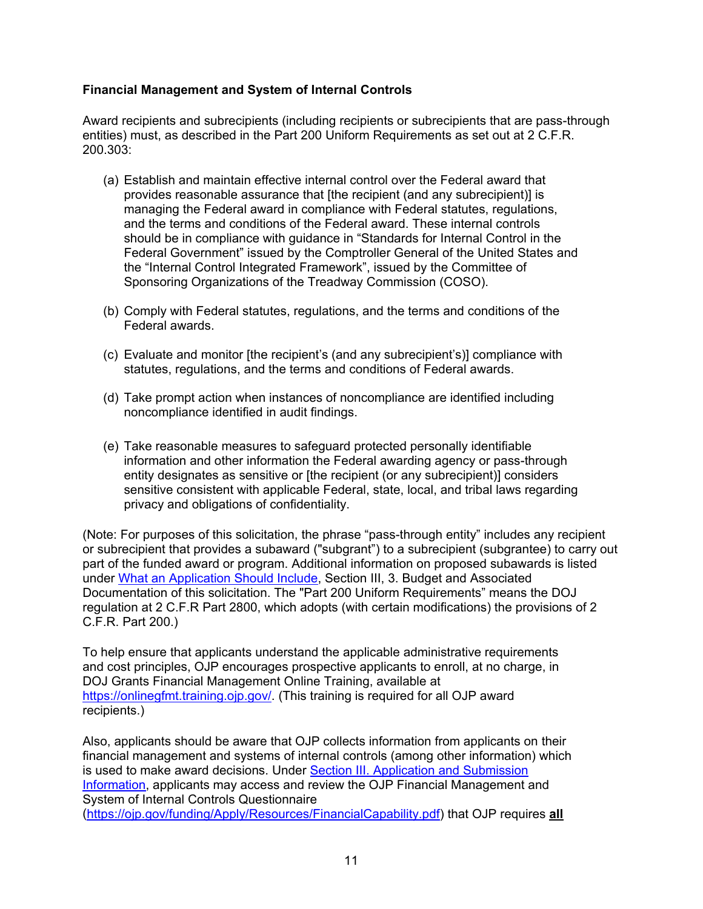**Financial Management and System of Internal Controls**

Award recipients and subrecipients (including recipients or subrecipients that are pass-through entities) must, as described in the Part 200 Uniform Requirements as set out at 2 C.F.R. 200.303:

(a) Establish and maintain effective internal control over the Federal award that provides reasonable assurance that [the recipient (and any subrecipient)] is managing the Federal award in compliance with Federal statutes, regulations, and the terms and conditions of the Federal award. These internal controls should be in compliance with guidance in “Standards for Internal Control in the Federal Government” issued by the Comptroller General of the United States and the “Internal Control Integrated Framework”, issued by the Committee of Sponsoring Organizations of the Treadway Commission (COSO).

(b) Comply with Federal statutes, regulations, and the terms and conditions of the Federal awards.

(c) Evaluate and monitor [the recipient’s (and any subrecipient’s)] compliance with statutes, regulations, and the terms and conditions of Federal awards.

(d) Take prompt action when instances of noncompliance are identified including noncompliance identified in audit findings.

(e) Take reasonable measures to safeguard protected personally identifiable information and other information the Federal awarding agency or pass-through entity designates as sensitive or [the recipient (or any subrecipient)] considers sensitive consistent with applicable Federal, state, local, and tribal laws regarding privacy and obligations of confidentiality.

(Note: For purposes of this solicitation, the phrase “pass-through entity” includes any recipient or subrecipient that provides a subaward ("subgrant") to a subrecipient (subgrantee) to carry out part of the funded award or program. Additional information on proposed subawards is listed under [What an Application Should Include](#), Section III, 3. Budget and Associated Documentation of this solicitation. The "Part 200 Uniform Requirements” means the DOJ regulation at 2 C.F.R Part 2800, which adopts (with certain modifications) the provisions of 2 C.F.R. Part 200.)

To help ensure that applicants understand the applicable administrative requirements and cost principles, OJP encourages prospective applicants to enroll, at no charge, in DOJ Grants Financial Management Online Training, available at [https://onlinegfmt.training.ojp.gov/](https://onlinegfmt.training.ojp.gov/). (This training is required for all OJP award recipients.)

Also, applicants should be aware that OJP collects information from applicants on their financial management and systems of internal controls (among other information) which is used to make award decisions. Under [Section III. Application and Submission Information](#), applicants may access and review the OJP Financial Management and System of Internal Controls Questionnaire ([https://ojp.gov/funding/Apply/Resources/FinancialCapability.pdf](https://ojp.gov/funding/Apply/Resources/FinancialCapability.pdf)) that OJP requires **all**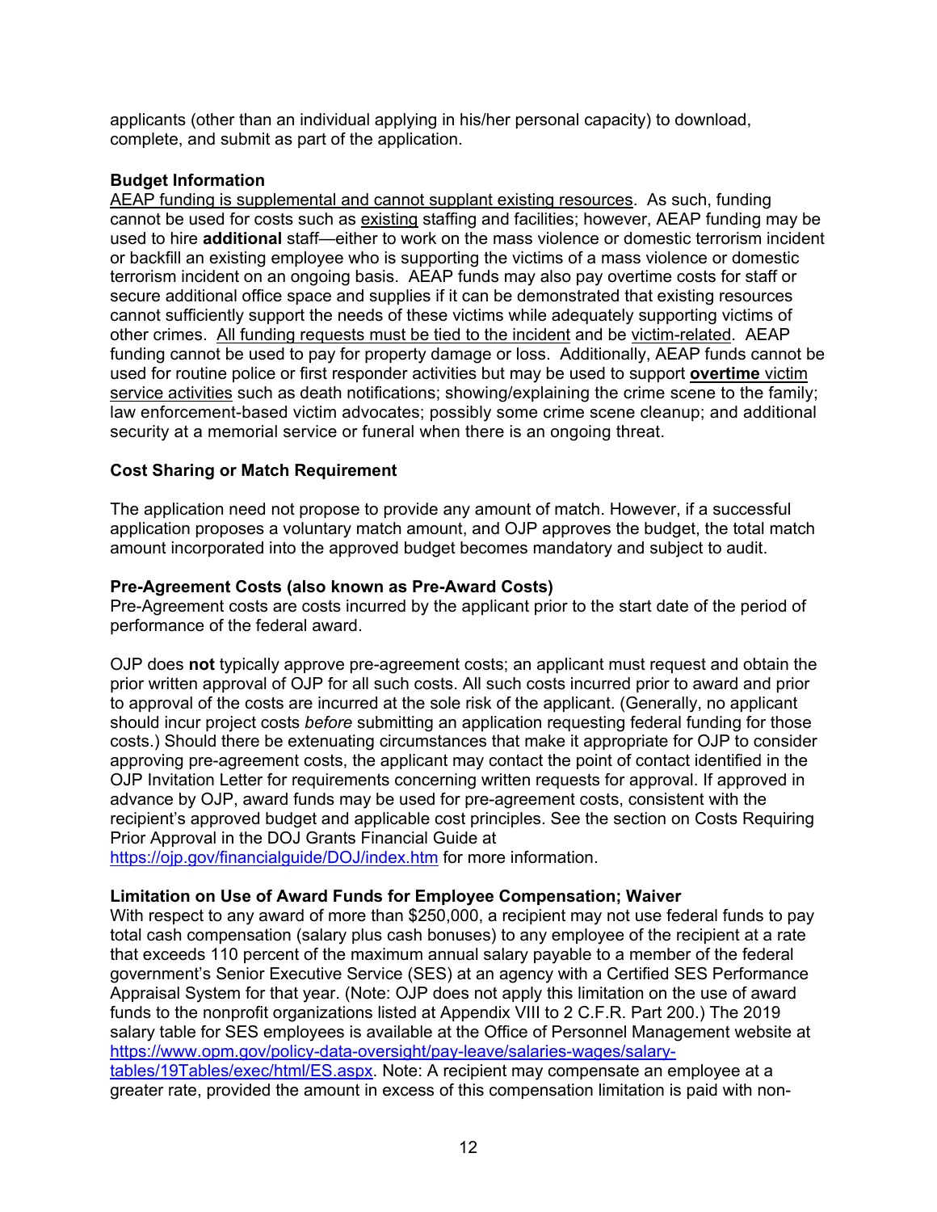applicants (other than an individual applying in his/her personal capacity) to download, complete, and submit as part of the application.

**Budget Information**

AEAP funding is supplemental and cannot supplant existing resources. As such, funding cannot be used for costs such as existing staffing and facilities; however, AEAP funding may be used to hire **additional** staff—either to work on the mass violence or domestic terrorism incident or backfill an existing employee who is supporting the victims of a mass violence or domestic terrorism incident on an ongoing basis. AEAP funds may also pay overtime costs for staff or secure additional office space and supplies if it can be demonstrated that existing resources cannot sufficiently support the needs of these victims while adequately supporting victims of other crimes. All funding requests must be tied to the incident and be victim-related. AEAP funding cannot be used to pay for property damage or loss. Additionally, AEAP funds cannot be used for routine police or first responder activities but may be used to support **overtime** victim service activities such as death notifications; showing/explaining the crime scene to the family; law enforcement-based victim advocates; possibly some crime scene cleanup; and additional security at a memorial service or funeral when there is an ongoing threat.

**Cost Sharing or Match Requirement**

The application need not propose to provide any amount of match. However, if a successful application proposes a voluntary match amount, and OJP approves the budget, the total match amount incorporated into the approved budget becomes mandatory and subject to audit.

**Pre-Agreement Costs (also known as Pre-Award Costs)**

Pre-Agreement costs are costs incurred by the applicant prior to the start date of the period of performance of the federal award.

OJP does **not** typically approve pre-agreement costs; an applicant must request and obtain the prior written approval of OJP for all such costs. All such costs incurred prior to award and prior to approval of the costs are incurred at the sole risk of the applicant. (Generally, no applicant should incur project costs *before* submitting an application requesting federal funding for those costs.) Should there be extenuating circumstances that make it appropriate for OJP to consider approving pre-agreement costs, the applicant may contact the point of contact identified in the OJP Invitation Letter for requirements concerning written requests for approval. If approved in advance by OJP, award funds may be used for pre-agreement costs, consistent with the recipient's approved budget and applicable cost principles. See the section on Costs Requiring Prior Approval in the DOJ Grants Financial Guide at https://ojp.gov/financialguide/DOJ/index.htm for more information.

**Limitation on Use of Award Funds for Employee Compensation; Waiver**

With respect to any award of more than $250,000, a recipient may not use federal funds to pay total cash compensation (salary plus cash bonuses) to any employee of the recipient at a rate that exceeds 110 percent of the maximum annual salary payable to a member of the federal government's Senior Executive Service (SES) at an agency with a Certified SES Performance Appraisal System for that year. (Note: OJP does not apply this limitation on the use of award funds to the nonprofit organizations listed at Appendix VIII to 2 C.F.R. Part 200.) The 2019 salary table for SES employees is available at the Office of Personnel Management website at https://www.opm.gov/policy-data-oversight/pay-leave/salaries-wages/salary-tables/19Tables/exec/html/ES.aspx. Note: A recipient may compensate an employee at a greater rate, provided the amount in excess of this compensation limitation is paid with non-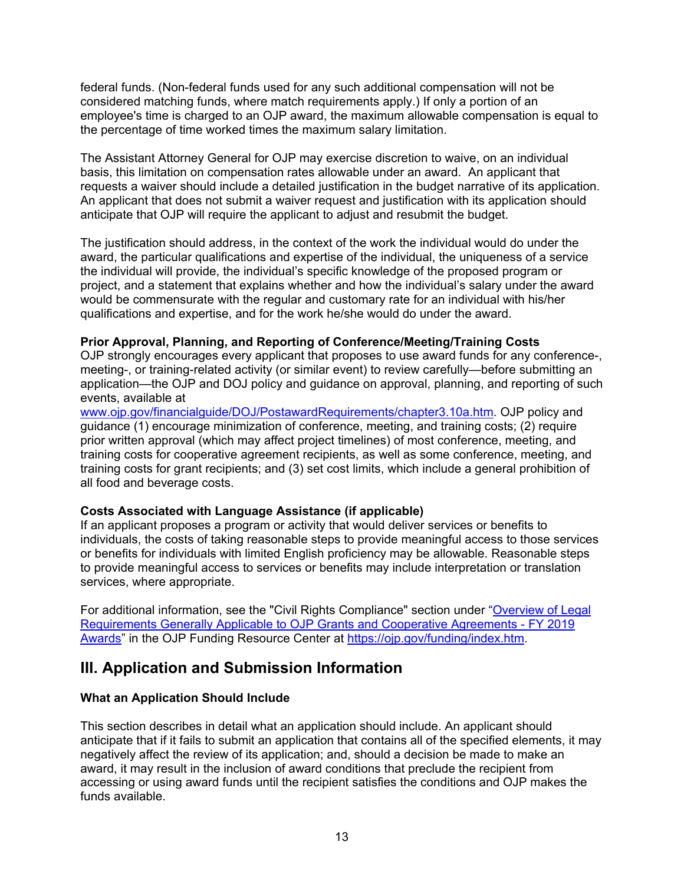federal funds. (Non-federal funds used for any such additional compensation will not be considered matching funds, where match requirements apply.) If only a portion of an employee's time is charged to an OJP award, the maximum allowable compensation is equal to the percentage of time worked times the maximum salary limitation.

The Assistant Attorney General for OJP may exercise discretion to waive, on an individual basis, this limitation on compensation rates allowable under an award. An applicant that requests a waiver should include a detailed justification in the budget narrative of its application. An applicant that does not submit a waiver request and justification with its application should anticipate that OJP will require the applicant to adjust and resubmit the budget.

The justification should address, in the context of the work the individual would do under the award, the particular qualifications and expertise of the individual, the uniqueness of a service the individual will provide, the individual's specific knowledge of the proposed program or project, and a statement that explains whether and how the individual's salary under the award would be commensurate with the regular and customary rate for an individual with his/her qualifications and expertise, and for the work he/she would do under the award.

**Prior Approval, Planning, and Reporting of Conference/Meeting/Training Costs**
OJP strongly encourages every applicant that proposes to use award funds for any conference-, meeting-, or training-related activity (or similar event) to review carefully—before submitting an application—the OJP and DOJ policy and guidance on approval, planning, and reporting of such events, available at [www.ojp.gov/financialguide/DOJ/PostawardRequirements/chapter3.10a.htm](www.ojp.gov/financialguide/DOJ/PostawardRequirements/chapter3.10a.htm). OJP policy and guidance (1) encourage minimization of conference, meeting, and training costs; (2) require prior written approval (which may affect project timelines) of most conference, meeting, and training costs for cooperative agreement recipients, as well as some conference, meeting, and training costs for grant recipients; and (3) set cost limits, which include a general prohibition of all food and beverage costs.

**Costs Associated with Language Assistance (if applicable)**
If an applicant proposes a program or activity that would deliver services or benefits to individuals, the costs of taking reasonable steps to provide meaningful access to those services or benefits for individuals with limited English proficiency may be allowable. Reasonable steps to provide meaningful access to services or benefits may include interpretation or translation services, where appropriate.

For additional information, see the "Civil Rights Compliance" section under "Overview of Legal Requirements Generally Applicable to OJP Grants and Cooperative Agreements - FY 2019 Awards" in the OJP Funding Resource Center at [https://ojp.gov/funding/index.htm](https://ojp.gov/funding/index.htm).

## III. Application and Submission Information

### What an Application Should Include

This section describes in detail what an application should include. An applicant should anticipate that if it fails to submit an application that contains all of the specified elements, it may negatively affect the review of its application; and, should a decision be made to make an award, it may result in the inclusion of award conditions that preclude the recipient from accessing or using award funds until the recipient satisfies the conditions and OJP makes the funds available.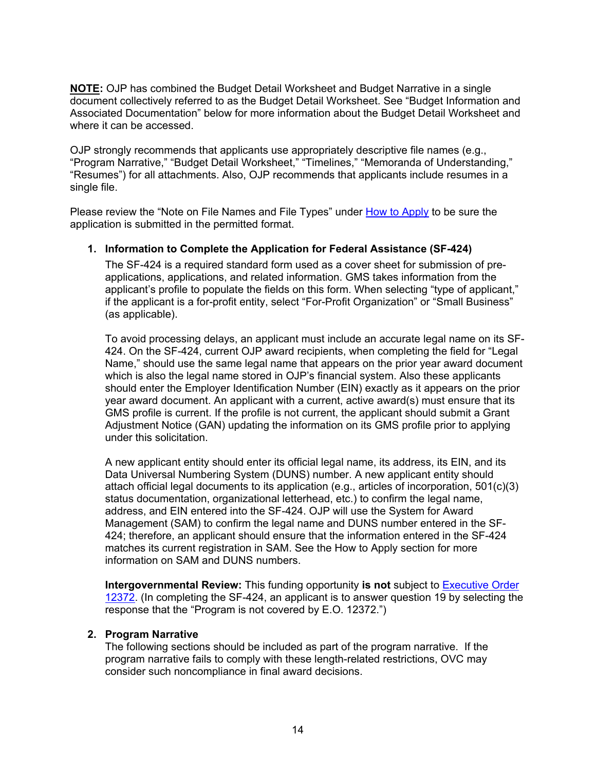**NOTE:** OJP has combined the Budget Detail Worksheet and Budget Narrative in a single document collectively referred to as the Budget Detail Worksheet. See "Budget Information and Associated Documentation" below for more information about the Budget Detail Worksheet and where it can be accessed.

OJP strongly recommends that applicants use appropriately descriptive file names (e.g., "Program Narrative," "Budget Detail Worksheet," "Timelines," "Memoranda of Understanding," "Resumes") for all attachments. Also, OJP recommends that applicants include resumes in a single file.

Please review the "Note on File Names and File Types" under How to Apply to be sure the application is submitted in the permitted format.

1. **Information to Complete the Application for Federal Assistance (SF-424)**

   The SF-424 is a required standard form used as a cover sheet for submission of pre-applications, applications, and related information. GMS takes information from the applicant's profile to populate the fields on this form. When selecting "type of applicant," if the applicant is a for-profit entity, select "For-Profit Organization" or "Small Business" (as applicable).

   To avoid processing delays, an applicant must include an accurate legal name on its SF-424. On the SF-424, current OJP award recipients, when completing the field for "Legal Name," should use the same legal name that appears on the prior year award document which is also the legal name stored in OJP's financial system. Also these applicants should enter the Employer Identification Number (EIN) exactly as it appears on the prior year award document. An applicant with a current, active award(s) must ensure that its GMS profile is current. If the profile is not current, the applicant should submit a Grant Adjustment Notice (GAN) updating the information on its GMS profile prior to applying under this solicitation.

   A new applicant entity should enter its official legal name, its address, its EIN, and its Data Universal Numbering System (DUNS) number. A new applicant entity should attach official legal documents to its application (e.g., articles of incorporation, 501(c)(3) status documentation, organizational letterhead, etc.) to confirm the legal name, address, and EIN entered into the SF-424. OJP will use the System for Award Management (SAM) to confirm the legal name and DUNS number entered in the SF-424; therefore, an applicant should ensure that the information entered in the SF-424 matches its current registration in SAM. See the How to Apply section for more information on SAM and DUNS numbers.

   **Intergovernmental Review:** This funding opportunity **is not** subject to Executive Order 12372. (In completing the SF-424, an applicant is to answer question 19 by selecting the response that the "Program is not covered by E.O. 12372.")

2. **Program Narrative**

   The following sections should be included as part of the program narrative. If the program narrative fails to comply with these length-related restrictions, OVC may consider such noncompliance in final award decisions.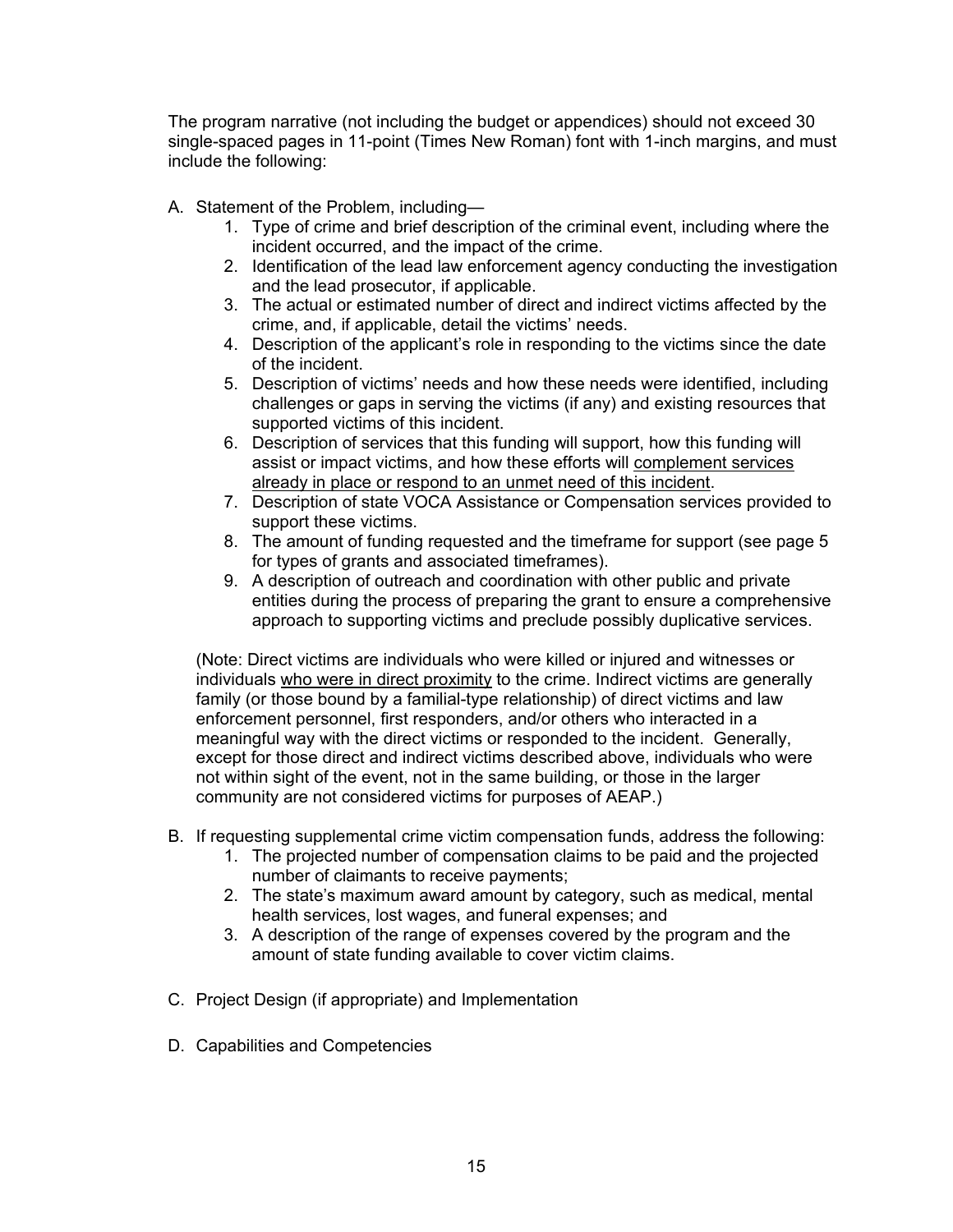The program narrative (not including the budget or appendices) should not exceed 30 single-spaced pages in 11-point (Times New Roman) font with 1-inch margins, and must include the following:

A. Statement of the Problem, including—
   1. Type of crime and brief description of the criminal event, including where the incident occurred, and the impact of the crime.
   2. Identification of the lead law enforcement agency conducting the investigation and the lead prosecutor, if applicable.
   3. The actual or estimated number of direct and indirect victims affected by the crime, and, if applicable, detail the victims' needs.
   4. Description of the applicant's role in responding to the victims since the date of the incident.
   5. Description of victims' needs and how these needs were identified, including challenges or gaps in serving the victims (if any) and existing resources that supported victims of this incident.
   6. Description of services that this funding will support, how this funding will assist or impact victims, and how these efforts will <u>complement services already in place or respond to an unmet need of this incident</u>.
   7. Description of state VOCA Assistance or Compensation services provided to support these victims.
   8. The amount of funding requested and the timeframe for support (see page 5 for types of grants and associated timeframes).
   9. A description of outreach and coordination with other public and private entities during the process of preparing the grant to ensure a comprehensive approach to supporting victims and preclude possibly duplicative services.

   (Note: Direct victims are individuals who were killed or injured and witnesses or individuals <u>who were in direct proximity</u> to the crime. Indirect victims are generally family (or those bound by a familial-type relationship) of direct victims and law enforcement personnel, first responders, and/or others who interacted in a meaningful way with the direct victims or responded to the incident. Generally, except for those direct and indirect victims described above, individuals who were not within sight of the event, not in the same building, or those in the larger community are not considered victims for purposes of AEAP.)

B. If requesting supplemental crime victim compensation funds, address the following:
   1. The projected number of compensation claims to be paid and the projected number of claimants to receive payments;
   2. The state's maximum award amount by category, such as medical, mental health services, lost wages, and funeral expenses; and
   3. A description of the range of expenses covered by the program and the amount of state funding available to cover victim claims.

C. Project Design (if appropriate) and Implementation

D. Capabilities and Competencies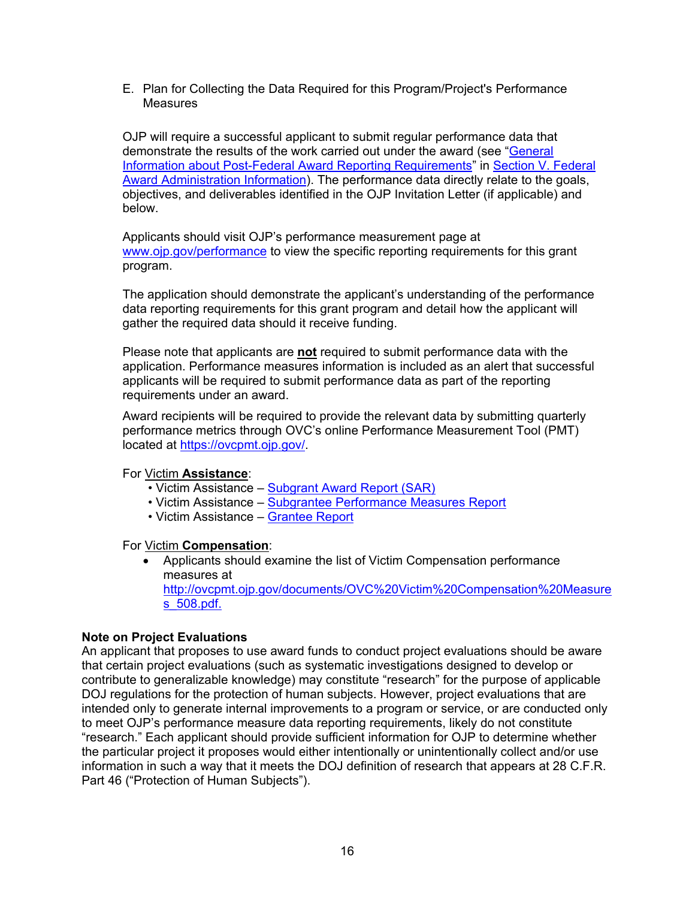E. Plan for Collecting the Data Required for this Program/Project's Performance Measures

OJP will require a successful applicant to submit regular performance data that demonstrate the results of the work carried out under the award (see "General Information about Post-Federal Award Reporting Requirements" in Section V. Federal Award Administration Information). The performance data directly relate to the goals, objectives, and deliverables identified in the OJP Invitation Letter (if applicable) and below.

Applicants should visit OJP's performance measurement page at www.ojp.gov/performance to view the specific reporting requirements for this grant program.

The application should demonstrate the applicant's understanding of the performance data reporting requirements for this grant program and detail how the applicant will gather the required data should it receive funding.

Please note that applicants are **not** required to submit performance data with the application. Performance measures information is included as an alert that successful applicants will be required to submit performance data as part of the reporting requirements under an award.

Award recipients will be required to provide the relevant data by submitting quarterly performance metrics through OVC's online Performance Measurement Tool (PMT) located at https://ovcpmt.ojp.gov/.

For Victim **Assistance**:

- Victim Assistance – Subgrant Award Report (SAR)
- Victim Assistance – Subgrantee Performance Measures Report
- Victim Assistance – Grantee Report

For Victim **Compensation**:

- Applicants should examine the list of Victim Compensation performance measures at http://ovcpmt.ojp.gov/documents/OVC%20Victim%20Compensation%20Measures_508.pdf.

**Note on Project Evaluations**
An applicant that proposes to use award funds to conduct project evaluations should be aware that certain project evaluations (such as systematic investigations designed to develop or contribute to generalizable knowledge) may constitute "research" for the purpose of applicable DOJ regulations for the protection of human subjects. However, project evaluations that are intended only to generate internal improvements to a program or service, or are conducted only to meet OJP's performance measure data reporting requirements, likely do not constitute "research." Each applicant should provide sufficient information for OJP to determine whether the particular project it proposes would either intentionally or unintentionally collect and/or use information in such a way that it meets the DOJ definition of research that appears at 28 C.F.R. Part 46 ("Protection of Human Subjects").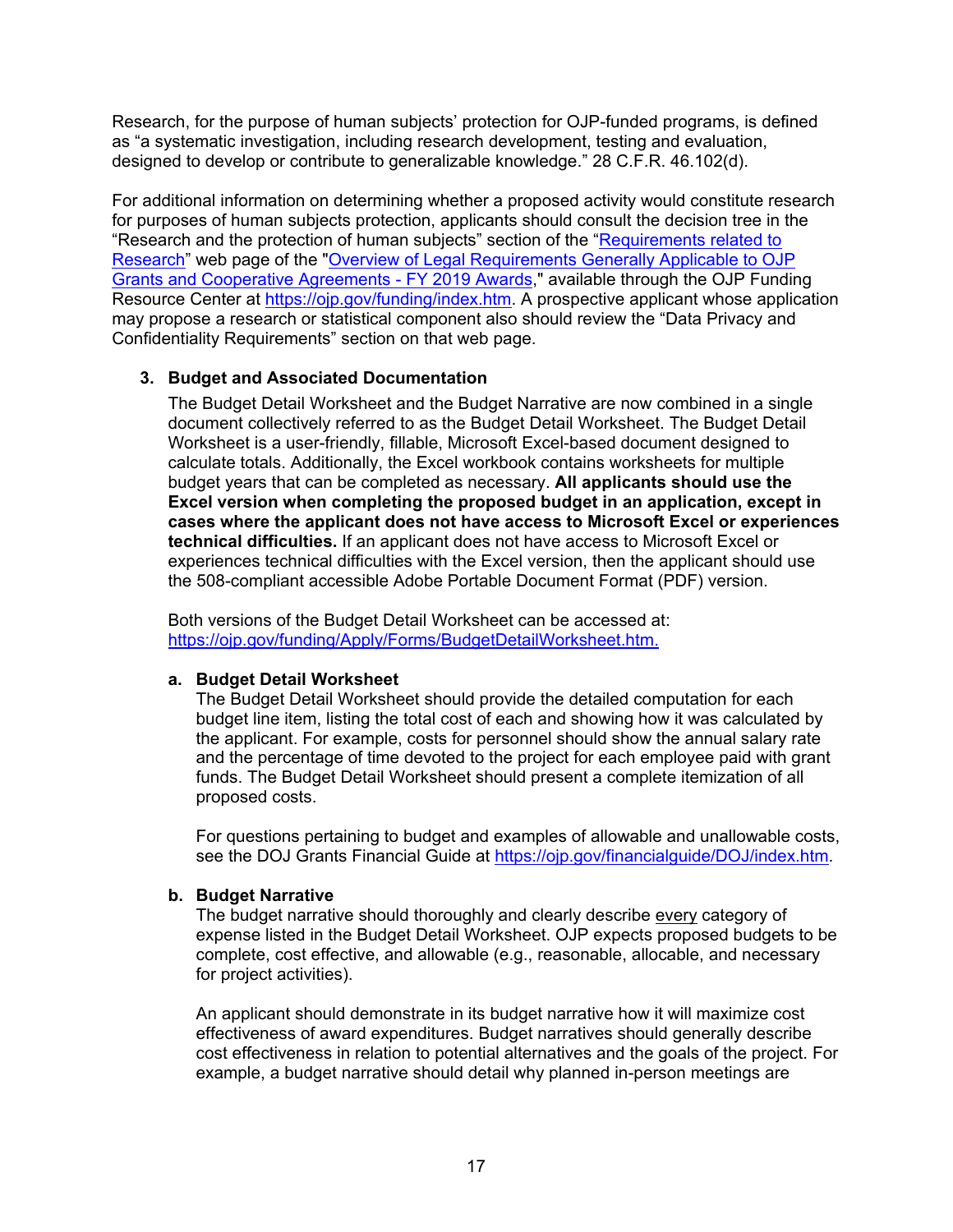Research, for the purpose of human subjects' protection for OJP-funded programs, is defined as "a systematic investigation, including research development, testing and evaluation, designed to develop or contribute to generalizable knowledge." 28 C.F.R. 46.102(d).

For additional information on determining whether a proposed activity would constitute research for purposes of human subjects protection, applicants should consult the decision tree in the "Research and the protection of human subjects" section of the "[Requirements related to Research](#)" web page of the "[Overview of Legal Requirements Generally Applicable to OJP Grants and Cooperative Agreements - FY 2019 Awards](#)," available through the OJP Funding Resource Center at https://ojp.gov/funding/index.htm. A prospective applicant whose application may propose a research or statistical component also should review the "Data Privacy and Confidentiality Requirements" section on that web page.

### 3. Budget and Associated Documentation

The Budget Detail Worksheet and the Budget Narrative are now combined in a single document collectively referred to as the Budget Detail Worksheet. The Budget Detail Worksheet is a user-friendly, fillable, Microsoft Excel-based document designed to calculate totals. Additionally, the Excel workbook contains worksheets for multiple budget years that can be completed as necessary. **All applicants should use the Excel version when completing the proposed budget in an application, except in cases where the applicant does not have access to Microsoft Excel or experiences technical difficulties.** If an applicant does not have access to Microsoft Excel or experiences technical difficulties with the Excel version, then the applicant should use the 508-compliant accessible Adobe Portable Document Format (PDF) version.

Both versions of the Budget Detail Worksheet can be accessed at: https://ojp.gov/funding/Apply/Forms/BudgetDetailWorksheet.htm.

#### a. Budget Detail Worksheet

The Budget Detail Worksheet should provide the detailed computation for each budget line item, listing the total cost of each and showing how it was calculated by the applicant. For example, costs for personnel should show the annual salary rate and the percentage of time devoted to the project for each employee paid with grant funds. The Budget Detail Worksheet should present a complete itemization of all proposed costs.

For questions pertaining to budget and examples of allowable and unallowable costs, see the DOJ Grants Financial Guide at https://ojp.gov/financialguide/DOJ/index.htm.

#### b. Budget Narrative

The budget narrative should thoroughly and clearly describe every category of expense listed in the Budget Detail Worksheet. OJP expects proposed budgets to be complete, cost effective, and allowable (e.g., reasonable, allocable, and necessary for project activities).

An applicant should demonstrate in its budget narrative how it will maximize cost effectiveness of award expenditures. Budget narratives should generally describe cost effectiveness in relation to potential alternatives and the goals of the project. For example, a budget narrative should detail why planned in-person meetings are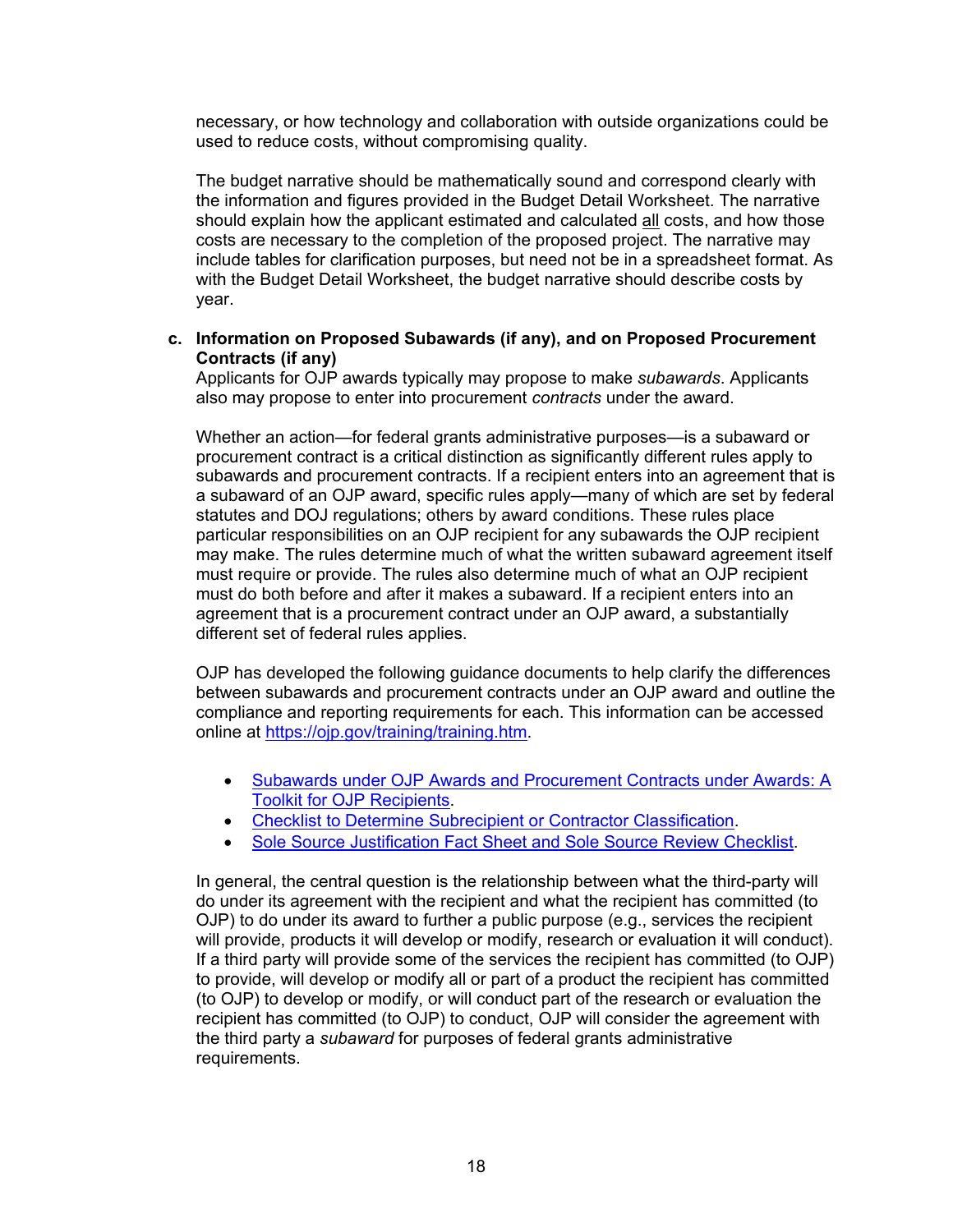necessary, or how technology and collaboration with outside organizations could be used to reduce costs, without compromising quality.

The budget narrative should be mathematically sound and correspond clearly with the information and figures provided in the Budget Detail Worksheet. The narrative should explain how the applicant estimated and calculated all costs, and how those costs are necessary to the completion of the proposed project. The narrative may include tables for clarification purposes, but need not be in a spreadsheet format. As with the Budget Detail Worksheet, the budget narrative should describe costs by year.

**c. Information on Proposed Subawards (if any), and on Proposed Procurement Contracts (if any)**

Applicants for OJP awards typically may propose to make *subawards*. Applicants also may propose to enter into procurement *contracts* under the award.

Whether an action—for federal grants administrative purposes—is a subaward or procurement contract is a critical distinction as significantly different rules apply to subawards and procurement contracts. If a recipient enters into an agreement that is a subaward of an OJP award, specific rules apply—many of which are set by federal statutes and DOJ regulations; others by award conditions. These rules place particular responsibilities on an OJP recipient for any subawards the OJP recipient may make. The rules determine much of what the written subaward agreement itself must require or provide. The rules also determine much of what an OJP recipient must do both before and after it makes a subaward. If a recipient enters into an agreement that is a procurement contract under an OJP award, a substantially different set of federal rules applies.

OJP has developed the following guidance documents to help clarify the differences between subawards and procurement contracts under an OJP award and outline the compliance and reporting requirements for each. This information can be accessed online at https://ojp.gov/training/training.htm.

- Subawards under OJP Awards and Procurement Contracts under Awards: A Toolkit for OJP Recipients.
- Checklist to Determine Subrecipient or Contractor Classification.
- Sole Source Justification Fact Sheet and Sole Source Review Checklist.

In general, the central question is the relationship between what the third-party will do under its agreement with the recipient and what the recipient has committed (to OJP) to do under its award to further a public purpose (e.g., services the recipient will provide, products it will develop or modify, research or evaluation it will conduct). If a third party will provide some of the services the recipient has committed (to OJP) to provide, will develop or modify all or part of a product the recipient has committed (to OJP) to develop or modify, or will conduct part of the research or evaluation the recipient has committed (to OJP) to conduct, OJP will consider the agreement with the third party a *subaward* for purposes of federal grants administrative requirements.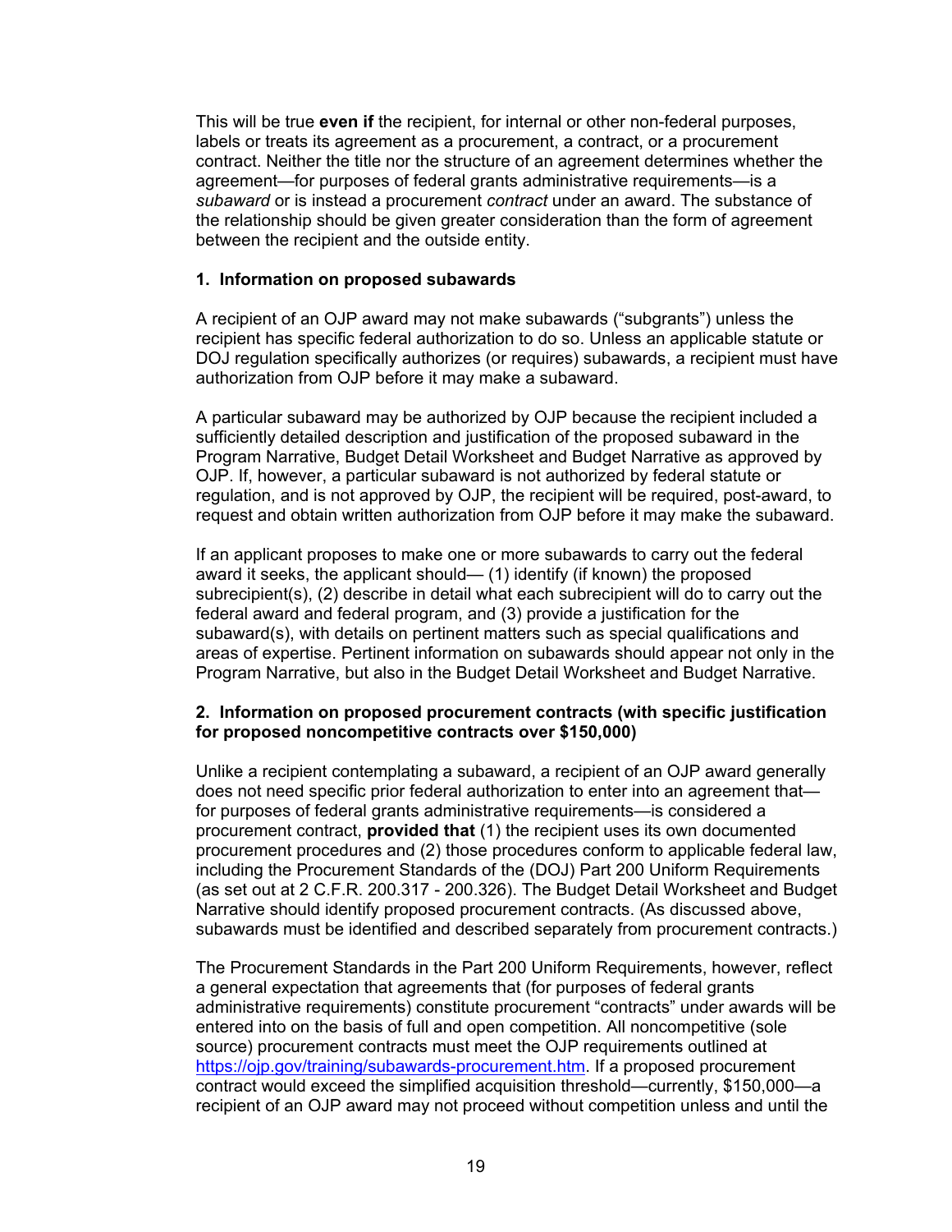This will be true **even if** the recipient, for internal or other non-federal purposes, labels or treats its agreement as a procurement, a contract, or a procurement contract. Neither the title nor the structure of an agreement determines whether the agreement—for purposes of federal grants administrative requirements—is a *subaward* or is instead a procurement *contract* under an award. The substance of the relationship should be given greater consideration than the form of agreement between the recipient and the outside entity.

**1. Information on proposed subawards**

A recipient of an OJP award may not make subawards ("subgrants") unless the recipient has specific federal authorization to do so. Unless an applicable statute or DOJ regulation specifically authorizes (or requires) subawards, a recipient must have authorization from OJP before it may make a subaward.

A particular subaward may be authorized by OJP because the recipient included a sufficiently detailed description and justification of the proposed subaward in the Program Narrative, Budget Detail Worksheet and Budget Narrative as approved by OJP. If, however, a particular subaward is not authorized by federal statute or regulation, and is not approved by OJP, the recipient will be required, post-award, to request and obtain written authorization from OJP before it may make the subaward.

If an applicant proposes to make one or more subawards to carry out the federal award it seeks, the applicant should— (1) identify (if known) the proposed subrecipient(s), (2) describe in detail what each subrecipient will do to carry out the federal award and federal program, and (3) provide a justification for the subaward(s), with details on pertinent matters such as special qualifications and areas of expertise. Pertinent information on subawards should appear not only in the Program Narrative, but also in the Budget Detail Worksheet and Budget Narrative.

**2. Information on proposed procurement contracts (with specific justification for proposed noncompetitive contracts over $150,000)**

Unlike a recipient contemplating a subaward, a recipient of an OJP award generally does not need specific prior federal authorization to enter into an agreement that—for purposes of federal grants administrative requirements—is considered a procurement contract, **provided that** (1) the recipient uses its own documented procurement procedures and (2) those procedures conform to applicable federal law, including the Procurement Standards of the (DOJ) Part 200 Uniform Requirements (as set out at 2 C.F.R. 200.317 - 200.326). The Budget Detail Worksheet and Budget Narrative should identify proposed procurement contracts. (As discussed above, subawards must be identified and described separately from procurement contracts.)

The Procurement Standards in the Part 200 Uniform Requirements, however, reflect a general expectation that agreements that (for purposes of federal grants administrative requirements) constitute procurement "contracts" under awards will be entered into on the basis of full and open competition. All noncompetitive (sole source) procurement contracts must meet the OJP requirements outlined at https://ojp.gov/training/subawards-procurement.htm. If a proposed procurement contract would exceed the simplified acquisition threshold—currently, $150,000—a recipient of an OJP award may not proceed without competition unless and until the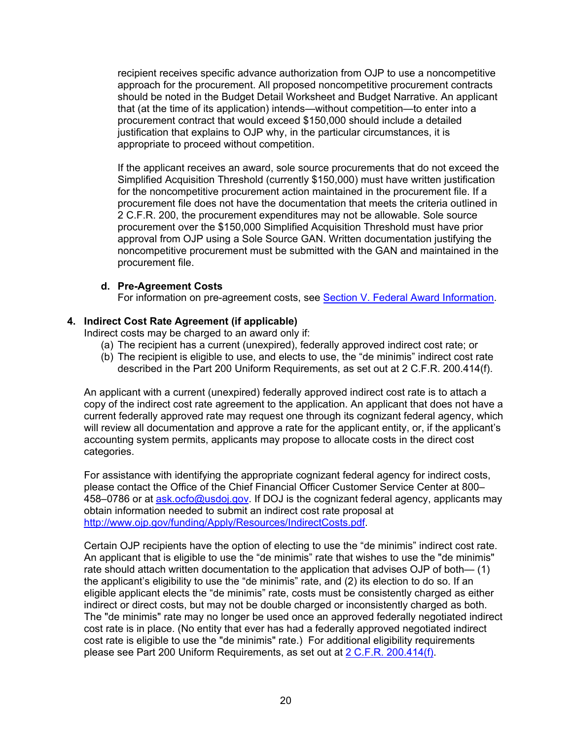recipient receives specific advance authorization from OJP to use a noncompetitive approach for the procurement. All proposed noncompetitive procurement contracts should be noted in the Budget Detail Worksheet and Budget Narrative. An applicant that (at the time of its application) intends—without competition—to enter into a procurement contract that would exceed $150,000 should include a detailed justification that explains to OJP why, in the particular circumstances, it is appropriate to proceed without competition.

If the applicant receives an award, sole source procurements that do not exceed the Simplified Acquisition Threshold (currently $150,000) must have written justification for the noncompetitive procurement action maintained in the procurement file. If a procurement file does not have the documentation that meets the criteria outlined in 2 C.F.R. 200, the procurement expenditures may not be allowable. Sole source procurement over the $150,000 Simplified Acquisition Threshold must have prior approval from OJP using a Sole Source GAN. Written documentation justifying the noncompetitive procurement must be submitted with the GAN and maintained in the procurement file.

**d. Pre-Agreement Costs**

For information on pre-agreement costs, see [Section V. Federal Award Information](#).

**4. Indirect Cost Rate Agreement (if applicable)**

Indirect costs may be charged to an award only if:

(a) The recipient has a current (unexpired), federally approved indirect cost rate; or
(b) The recipient is eligible to use, and elects to use, the "de minimis" indirect cost rate described in the Part 200 Uniform Requirements, as set out at 2 C.F.R. 200.414(f).

An applicant with a current (unexpired) federally approved indirect cost rate is to attach a copy of the indirect cost rate agreement to the application. An applicant that does not have a current federally approved rate may request one through its cognizant federal agency, which will review all documentation and approve a rate for the applicant entity, or, if the applicant's accounting system permits, applicants may propose to allocate costs in the direct cost categories.

For assistance with identifying the appropriate cognizant federal agency for indirect costs, please contact the Office of the Chief Financial Officer Customer Service Center at 800–458–0786 or at ask.ocfo@usdoj.gov. If DOJ is the cognizant federal agency, applicants may obtain information needed to submit an indirect cost rate proposal at http://www.ojp.gov/funding/Apply/Resources/IndirectCosts.pdf.

Certain OJP recipients have the option of electing to use the "de minimis" indirect cost rate. An applicant that is eligible to use the "de minimis" rate that wishes to use the "de minimis" rate should attach written documentation to the application that advises OJP of both— (1) the applicant's eligibility to use the "de minimis" rate, and (2) its election to do so. If an eligible applicant elects the "de minimis" rate, costs must be consistently charged as either indirect or direct costs, but may not be double charged or inconsistently charged as both. The "de minimis" rate may no longer be used once an approved federally negotiated indirect cost rate is in place. (No entity that ever has had a federally approved negotiated indirect cost rate is eligible to use the "de minimis" rate.) For additional eligibility requirements please see Part 200 Uniform Requirements, as set out at [2 C.F.R. 200.414(f)](#).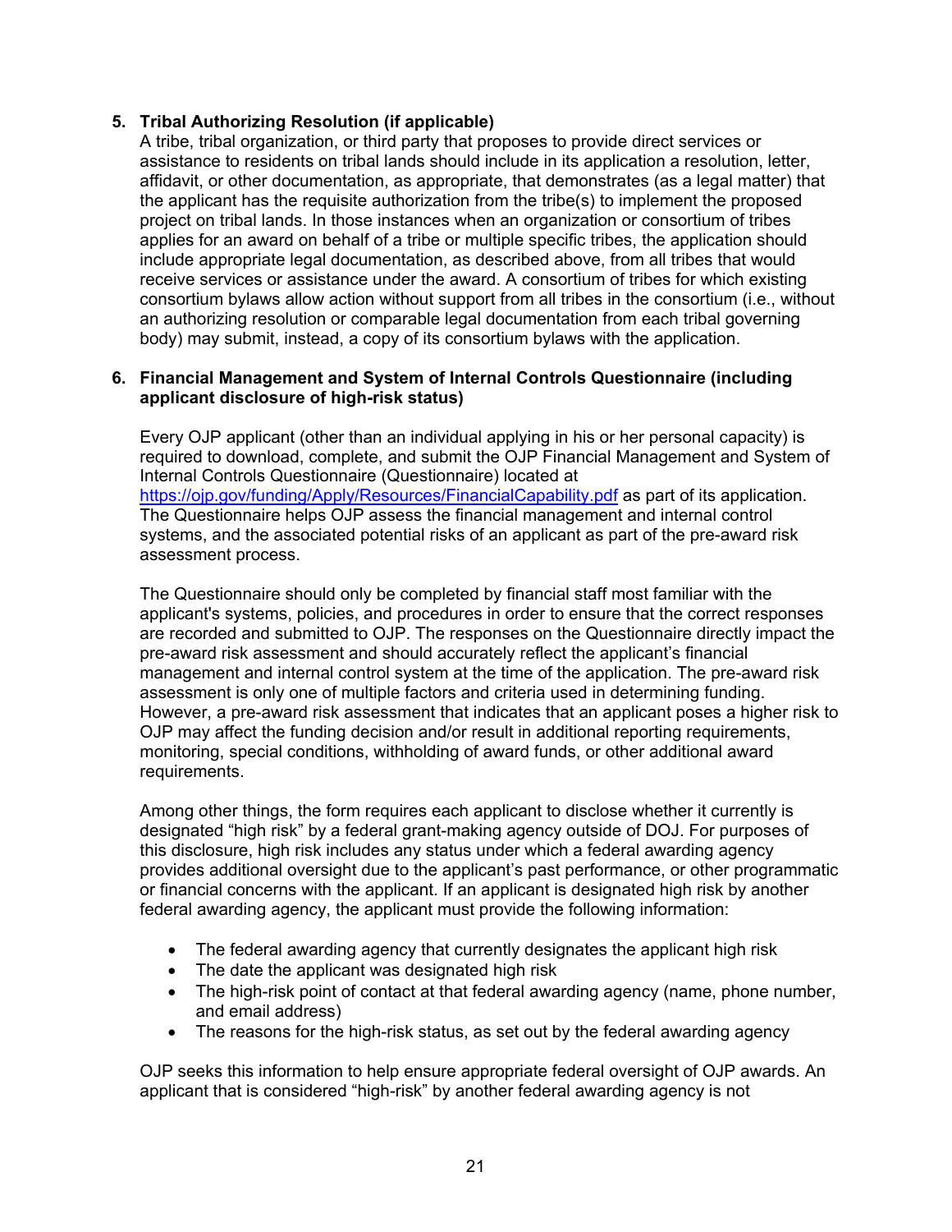5. **Tribal Authorizing Resolution (if applicable)**
   A tribe, tribal organization, or third party that proposes to provide direct services or assistance to residents on tribal lands should include in its application a resolution, letter, affidavit, or other documentation, as appropriate, that demonstrates (as a legal matter) that the applicant has the requisite authorization from the tribe(s) to implement the proposed project on tribal lands. In those instances when an organization or consortium of tribes applies for an award on behalf of a tribe or multiple specific tribes, the application should include appropriate legal documentation, as described above, from all tribes that would receive services or assistance under the award. A consortium of tribes for which existing consortium bylaws allow action without support from all tribes in the consortium (i.e., without an authorizing resolution or comparable legal documentation from each tribal governing body) may submit, instead, a copy of its consortium bylaws with the application.

6. **Financial Management and System of Internal Controls Questionnaire (including applicant disclosure of high-risk status)**

   Every OJP applicant (other than an individual applying in his or her personal capacity) is required to download, complete, and submit the OJP Financial Management and System of Internal Controls Questionnaire (Questionnaire) located at https://ojp.gov/funding/Apply/Resources/FinancialCapability.pdf as part of its application. The Questionnaire helps OJP assess the financial management and internal control systems, and the associated potential risks of an applicant as part of the pre-award risk assessment process.

   The Questionnaire should only be completed by financial staff most familiar with the applicant's systems, policies, and procedures in order to ensure that the correct responses are recorded and submitted to OJP. The responses on the Questionnaire directly impact the pre-award risk assessment and should accurately reflect the applicant's financial management and internal control system at the time of the application. The pre-award risk assessment is only one of multiple factors and criteria used in determining funding. However, a pre-award risk assessment that indicates that an applicant poses a higher risk to OJP may affect the funding decision and/or result in additional reporting requirements, monitoring, special conditions, withholding of award funds, or other additional award requirements.

   Among other things, the form requires each applicant to disclose whether it currently is designated "high risk" by a federal grant-making agency outside of DOJ. For purposes of this disclosure, high risk includes any status under which a federal awarding agency provides additional oversight due to the applicant's past performance, or other programmatic or financial concerns with the applicant. If an applicant is designated high risk by another federal awarding agency, the applicant must provide the following information:

   - The federal awarding agency that currently designates the applicant high risk
   - The date the applicant was designated high risk
   - The high-risk point of contact at that federal awarding agency (name, phone number, and email address)
   - The reasons for the high-risk status, as set out by the federal awarding agency

   OJP seeks this information to help ensure appropriate federal oversight of OJP awards. An applicant that is considered "high-risk" by another federal awarding agency is not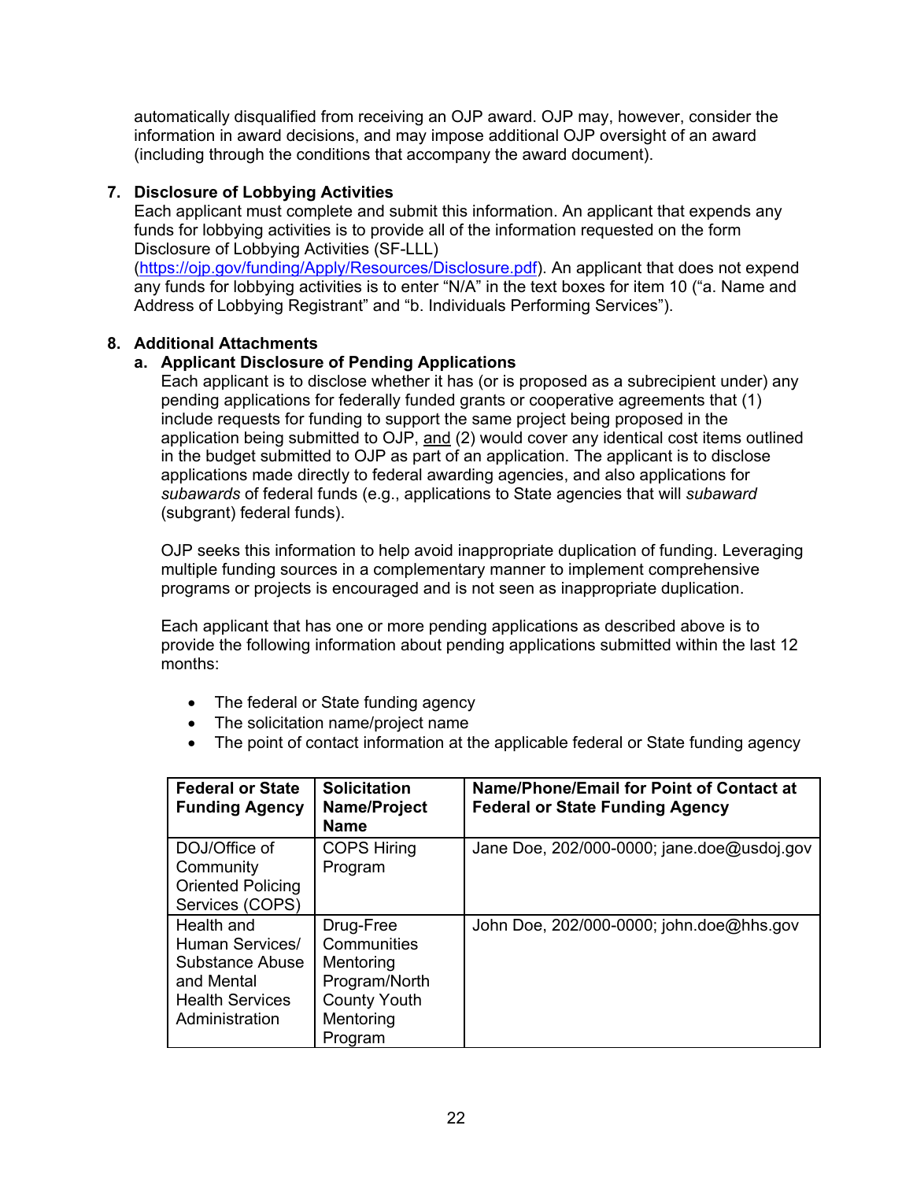automatically disqualified from receiving an OJP award. OJP may, however, consider the information in award decisions, and may impose additional OJP oversight of an award (including through the conditions that accompany the award document).

**7. Disclosure of Lobbying Activities**

Each applicant must complete and submit this information. An applicant that expends any funds for lobbying activities is to provide all of the information requested on the form Disclosure of Lobbying Activities (SF-LLL) (https://ojp.gov/funding/Apply/Resources/Disclosure.pdf). An applicant that does not expend any funds for lobbying activities is to enter "N/A" in the text boxes for item 10 ("a. Name and Address of Lobbying Registrant" and "b. Individuals Performing Services").

**8. Additional Attachments**

**a. Applicant Disclosure of Pending Applications**

Each applicant is to disclose whether it has (or is proposed as a subrecipient under) any pending applications for federally funded grants or cooperative agreements that (1) include requests for funding to support the same project being proposed in the application being submitted to OJP, <u>and</u> (2) would cover any identical cost items outlined in the budget submitted to OJP as part of an application. The applicant is to disclose applications made directly to federal awarding agencies, and also applications for *subawards* of federal funds (e.g., applications to State agencies that will *subaward* (subgrant) federal funds).

OJP seeks this information to help avoid inappropriate duplication of funding. Leveraging multiple funding sources in a complementary manner to implement comprehensive programs or projects is encouraged and is not seen as inappropriate duplication.

Each applicant that has one or more pending applications as described above is to provide the following information about pending applications submitted within the last 12 months:

- The federal or State funding agency
- The solicitation name/project name
- The point of contact information at the applicable federal or State funding agency

| Federal or State Funding Agency | Solicitation Name/Project Name | Name/Phone/Email for Point of Contact at Federal or State Funding Agency |
|---|---|---|
| DOJ/Office of Community Oriented Policing Services (COPS) | COPS Hiring Program | Jane Doe, 202/000-0000; jane.doe@usdoj.gov |
| Health and Human Services/ Substance Abuse and Mental Health Services Administration | Drug-Free Communities Mentoring Program/North County Youth Mentoring Program | John Doe, 202/000-0000; john.doe@hhs.gov |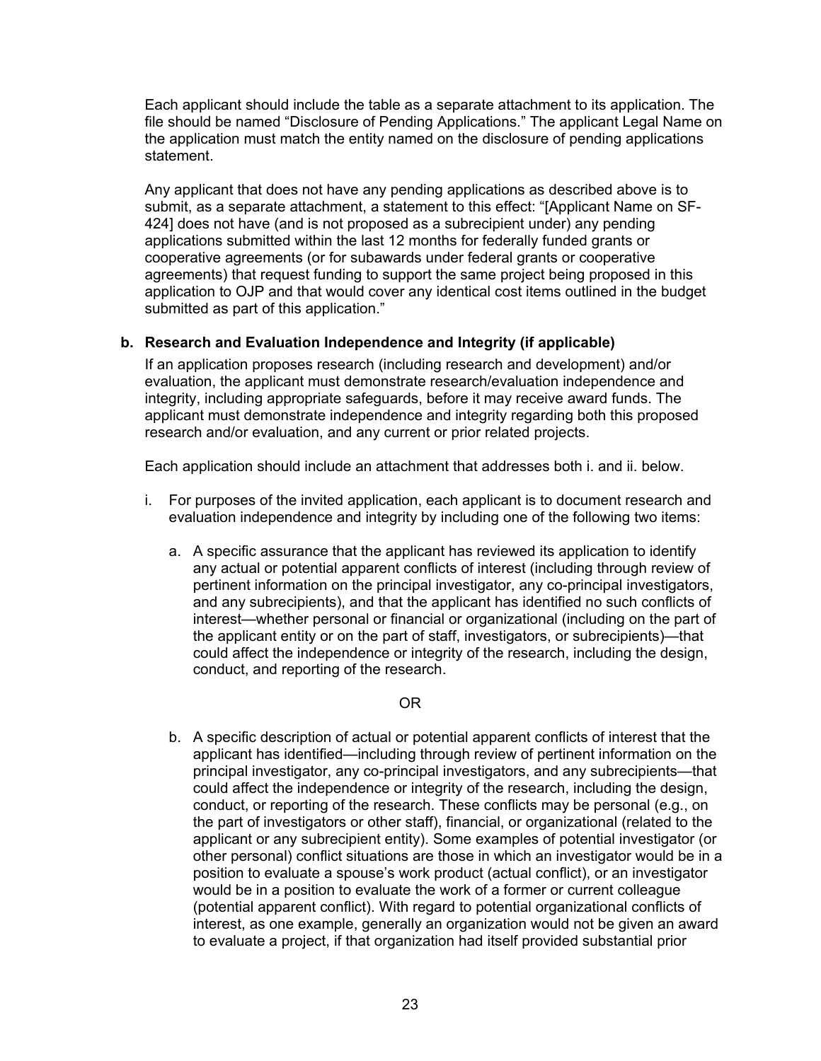Each applicant should include the table as a separate attachment to its application. The file should be named "Disclosure of Pending Applications." The applicant Legal Name on the application must match the entity named on the disclosure of pending applications statement.

Any applicant that does not have any pending applications as described above is to submit, as a separate attachment, a statement to this effect: "[Applicant Name on SF-424] does not have (and is not proposed as a subrecipient under) any pending applications submitted within the last 12 months for federally funded grants or cooperative agreements (or for subawards under federal grants or cooperative agreements) that request funding to support the same project being proposed in this application to OJP and that would cover any identical cost items outlined in the budget submitted as part of this application."

**b. Research and Evaluation Independence and Integrity (if applicable)**

If an application proposes research (including research and development) and/or evaluation, the applicant must demonstrate research/evaluation independence and integrity, including appropriate safeguards, before it may receive award funds. The applicant must demonstrate independence and integrity regarding both this proposed research and/or evaluation, and any current or prior related projects.

Each application should include an attachment that addresses both i. and ii. below.

i. For purposes of the invited application, each applicant is to document research and evaluation independence and integrity by including one of the following two items:

   a. A specific assurance that the applicant has reviewed its application to identify any actual or potential apparent conflicts of interest (including through review of pertinent information on the principal investigator, any co-principal investigators, and any subrecipients), and that the applicant has identified no such conflicts of interest—whether personal or financial or organizational (including on the part of the applicant entity or on the part of staff, investigators, or subrecipients)—that could affect the independence or integrity of the research, including the design, conduct, and reporting of the research.

   OR

   b. A specific description of actual or potential apparent conflicts of interest that the applicant has identified—including through review of pertinent information on the principal investigator, any co-principal investigators, and any subrecipients—that could affect the independence or integrity of the research, including the design, conduct, or reporting of the research. These conflicts may be personal (e.g., on the part of investigators or other staff), financial, or organizational (related to the applicant or any subrecipient entity). Some examples of potential investigator (or other personal) conflict situations are those in which an investigator would be in a position to evaluate a spouse's work product (actual conflict), or an investigator would be in a position to evaluate the work of a former or current colleague (potential apparent conflict). With regard to potential organizational conflicts of interest, as one example, generally an organization would not be given an award to evaluate a project, if that organization had itself provided substantial prior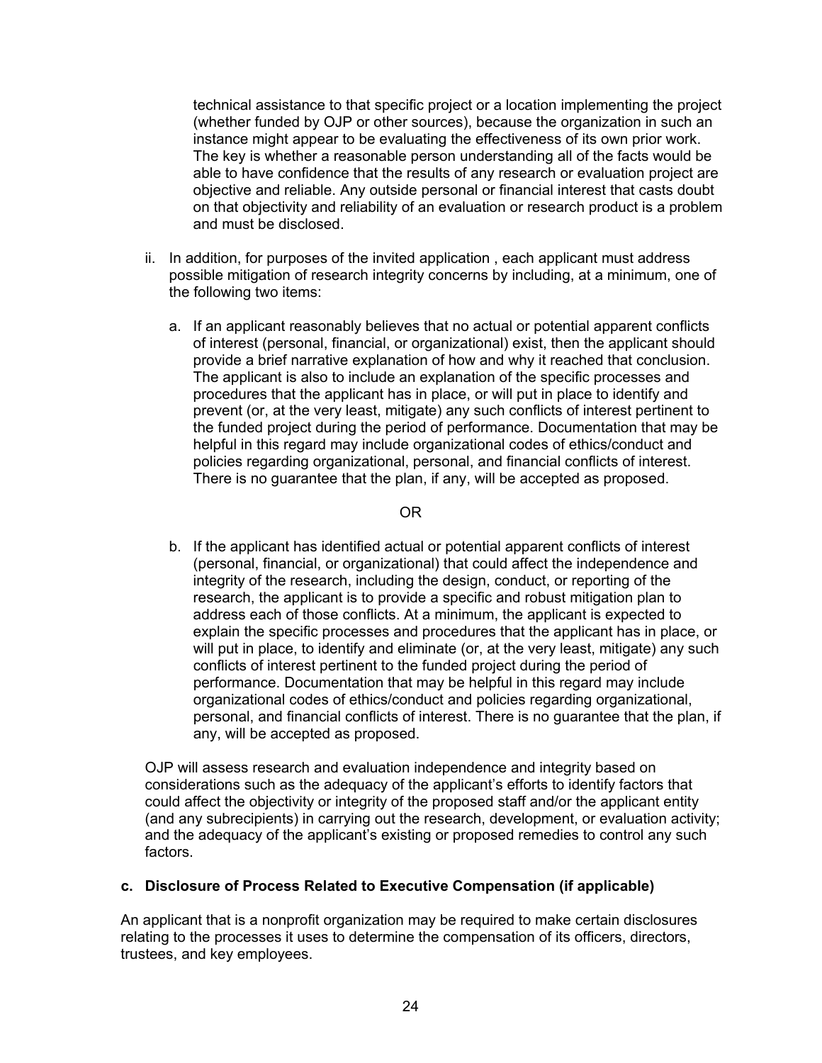technical assistance to that specific project or a location implementing the project (whether funded by OJP or other sources), because the organization in such an instance might appear to be evaluating the effectiveness of its own prior work. The key is whether a reasonable person understanding all of the facts would be able to have confidence that the results of any research or evaluation project are objective and reliable. Any outside personal or financial interest that casts doubt on that objectivity and reliability of an evaluation or research product is a problem and must be disclosed.

ii. In addition, for purposes of the invited application , each applicant must address possible mitigation of research integrity concerns by including, at a minimum, one of the following two items:

   a. If an applicant reasonably believes that no actual or potential apparent conflicts of interest (personal, financial, or organizational) exist, then the applicant should provide a brief narrative explanation of how and why it reached that conclusion. The applicant is also to include an explanation of the specific processes and procedures that the applicant has in place, or will put in place to identify and prevent (or, at the very least, mitigate) any such conflicts of interest pertinent to the funded project during the period of performance. Documentation that may be helpful in this regard may include organizational codes of ethics/conduct and policies regarding organizational, personal, and financial conflicts of interest. There is no guarantee that the plan, if any, will be accepted as proposed.

   OR

   b. If the applicant has identified actual or potential apparent conflicts of interest (personal, financial, or organizational) that could affect the independence and integrity of the research, including the design, conduct, or reporting of the research, the applicant is to provide a specific and robust mitigation plan to address each of those conflicts. At a minimum, the applicant is expected to explain the specific processes and procedures that the applicant has in place, or will put in place, to identify and eliminate (or, at the very least, mitigate) any such conflicts of interest pertinent to the funded project during the period of performance. Documentation that may be helpful in this regard may include organizational codes of ethics/conduct and policies regarding organizational, personal, and financial conflicts of interest. There is no guarantee that the plan, if any, will be accepted as proposed.

OJP will assess research and evaluation independence and integrity based on considerations such as the adequacy of the applicant's efforts to identify factors that could affect the objectivity or integrity of the proposed staff and/or the applicant entity (and any subrecipients) in carrying out the research, development, or evaluation activity; and the adequacy of the applicant's existing or proposed remedies to control any such factors.

**c. Disclosure of Process Related to Executive Compensation (if applicable)**

An applicant that is a nonprofit organization may be required to make certain disclosures relating to the processes it uses to determine the compensation of its officers, directors, trustees, and key employees.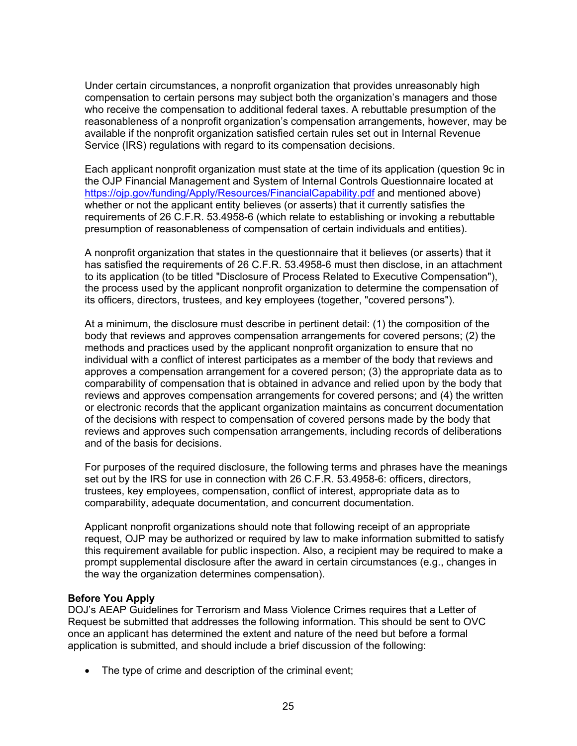Under certain circumstances, a nonprofit organization that provides unreasonably high compensation to certain persons may subject both the organization's managers and those who receive the compensation to additional federal taxes. A rebuttable presumption of the reasonableness of a nonprofit organization's compensation arrangements, however, may be available if the nonprofit organization satisfied certain rules set out in Internal Revenue Service (IRS) regulations with regard to its compensation decisions.

Each applicant nonprofit organization must state at the time of its application (question 9c in the OJP Financial Management and System of Internal Controls Questionnaire located at https://ojp.gov/funding/Apply/Resources/FinancialCapability.pdf and mentioned above) whether or not the applicant entity believes (or asserts) that it currently satisfies the requirements of 26 C.F.R. 53.4958-6 (which relate to establishing or invoking a rebuttable presumption of reasonableness of compensation of certain individuals and entities).

A nonprofit organization that states in the questionnaire that it believes (or asserts) that it has satisfied the requirements of 26 C.F.R. 53.4958-6 must then disclose, in an attachment to its application (to be titled "Disclosure of Process Related to Executive Compensation"), the process used by the applicant nonprofit organization to determine the compensation of its officers, directors, trustees, and key employees (together, "covered persons").

At a minimum, the disclosure must describe in pertinent detail: (1) the composition of the body that reviews and approves compensation arrangements for covered persons; (2) the methods and practices used by the applicant nonprofit organization to ensure that no individual with a conflict of interest participates as a member of the body that reviews and approves a compensation arrangement for a covered person; (3) the appropriate data as to comparability of compensation that is obtained in advance and relied upon by the body that reviews and approves compensation arrangements for covered persons; and (4) the written or electronic records that the applicant organization maintains as concurrent documentation of the decisions with respect to compensation of covered persons made by the body that reviews and approves such compensation arrangements, including records of deliberations and of the basis for decisions.

For purposes of the required disclosure, the following terms and phrases have the meanings set out by the IRS for use in connection with 26 C.F.R. 53.4958-6: officers, directors, trustees, key employees, compensation, conflict of interest, appropriate data as to comparability, adequate documentation, and concurrent documentation.

Applicant nonprofit organizations should note that following receipt of an appropriate request, OJP may be authorized or required by law to make information submitted to satisfy this requirement available for public inspection. Also, a recipient may be required to make a prompt supplemental disclosure after the award in certain circumstances (e.g., changes in the way the organization determines compensation).

**Before You Apply**

DOJ's AEAP Guidelines for Terrorism and Mass Violence Crimes requires that a Letter of Request be submitted that addresses the following information. This should be sent to OVC once an applicant has determined the extent and nature of the need but before a formal application is submitted, and should include a brief discussion of the following:

- The type of crime and description of the criminal event;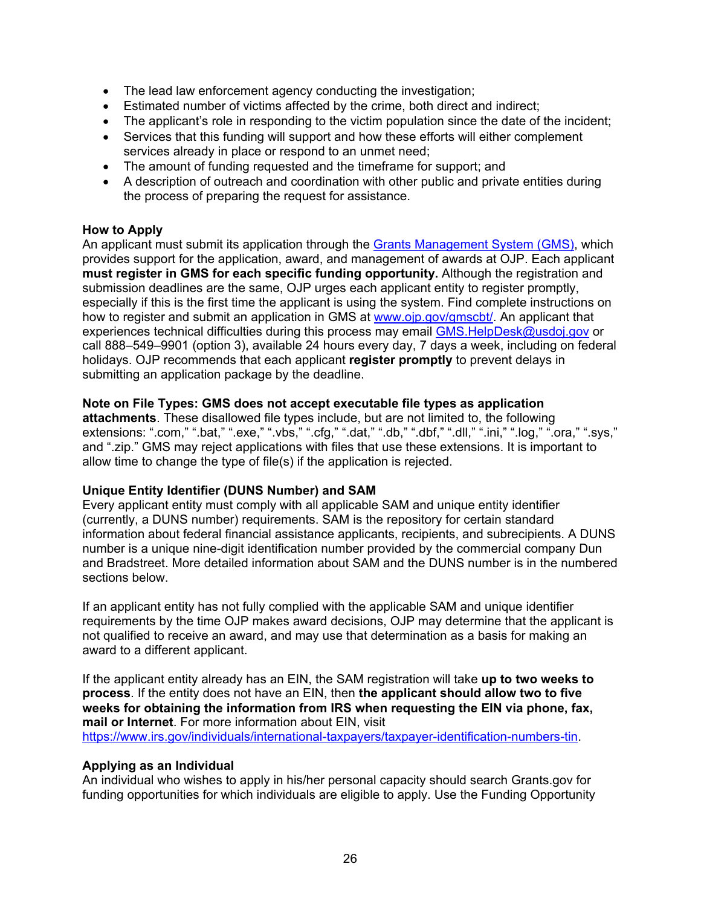- The lead law enforcement agency conducting the investigation;
- Estimated number of victims affected by the crime, both direct and indirect;
- The applicant's role in responding to the victim population since the date of the incident;
- Services that this funding will support and how these efforts will either complement services already in place or respond to an unmet need;
- The amount of funding requested and the timeframe for support; and
- A description of outreach and coordination with other public and private entities during the process of preparing the request for assistance.

**How to Apply**
An applicant must submit its application through the [Grants Management System (GMS)](), which provides support for the application, award, and management of awards at OJP. Each applicant **must register in GMS for each specific funding opportunity.** Although the registration and submission deadlines are the same, OJP urges each applicant entity to register promptly, especially if this is the first time the applicant is using the system. Find complete instructions on how to register and submit an application in GMS at [www.ojp.gov/gmscbt/](www.ojp.gov/gmscbt/). An applicant that experiences technical difficulties during this process may email [GMS.HelpDesk@usdoj.gov](mailto:GMS.HelpDesk@usdoj.gov) or call 888–549–9901 (option 3), available 24 hours every day, 7 days a week, including on federal holidays. OJP recommends that each applicant **register promptly** to prevent delays in submitting an application package by the deadline.

**Note on File Types: GMS does not accept executable file types as application attachments**. These disallowed file types include, but are not limited to, the following extensions: ".com," ".bat," ".exe," ".vbs," ".cfg," ".dat," ".db," ".dbf," ".dll," ".ini," ".log," ".ora," ".sys," and ".zip." GMS may reject applications with files that use these extensions. It is important to allow time to change the type of file(s) if the application is rejected.

**Unique Entity Identifier (DUNS Number) and SAM**
Every applicant entity must comply with all applicable SAM and unique entity identifier (currently, a DUNS number) requirements. SAM is the repository for certain standard information about federal financial assistance applicants, recipients, and subrecipients. A DUNS number is a unique nine-digit identification number provided by the commercial company Dun and Bradstreet. More detailed information about SAM and the DUNS number is in the numbered sections below.

If an applicant entity has not fully complied with the applicable SAM and unique identifier requirements by the time OJP makes award decisions, OJP may determine that the applicant is not qualified to receive an award, and may use that determination as a basis for making an award to a different applicant.

If the applicant entity already has an EIN, the SAM registration will take **up to two weeks to process**. If the entity does not have an EIN, then **the applicant should allow two to five weeks for obtaining the information from IRS when requesting the EIN via phone, fax, mail or Internet**. For more information about EIN, visit [https://www.irs.gov/individuals/international-taxpayers/taxpayer-identification-numbers-tin](https://www.irs.gov/individuals/international-taxpayers/taxpayer-identification-numbers-tin).

**Applying as an Individual**
An individual who wishes to apply in his/her personal capacity should search Grants.gov for funding opportunities for which individuals are eligible to apply. Use the Funding Opportunity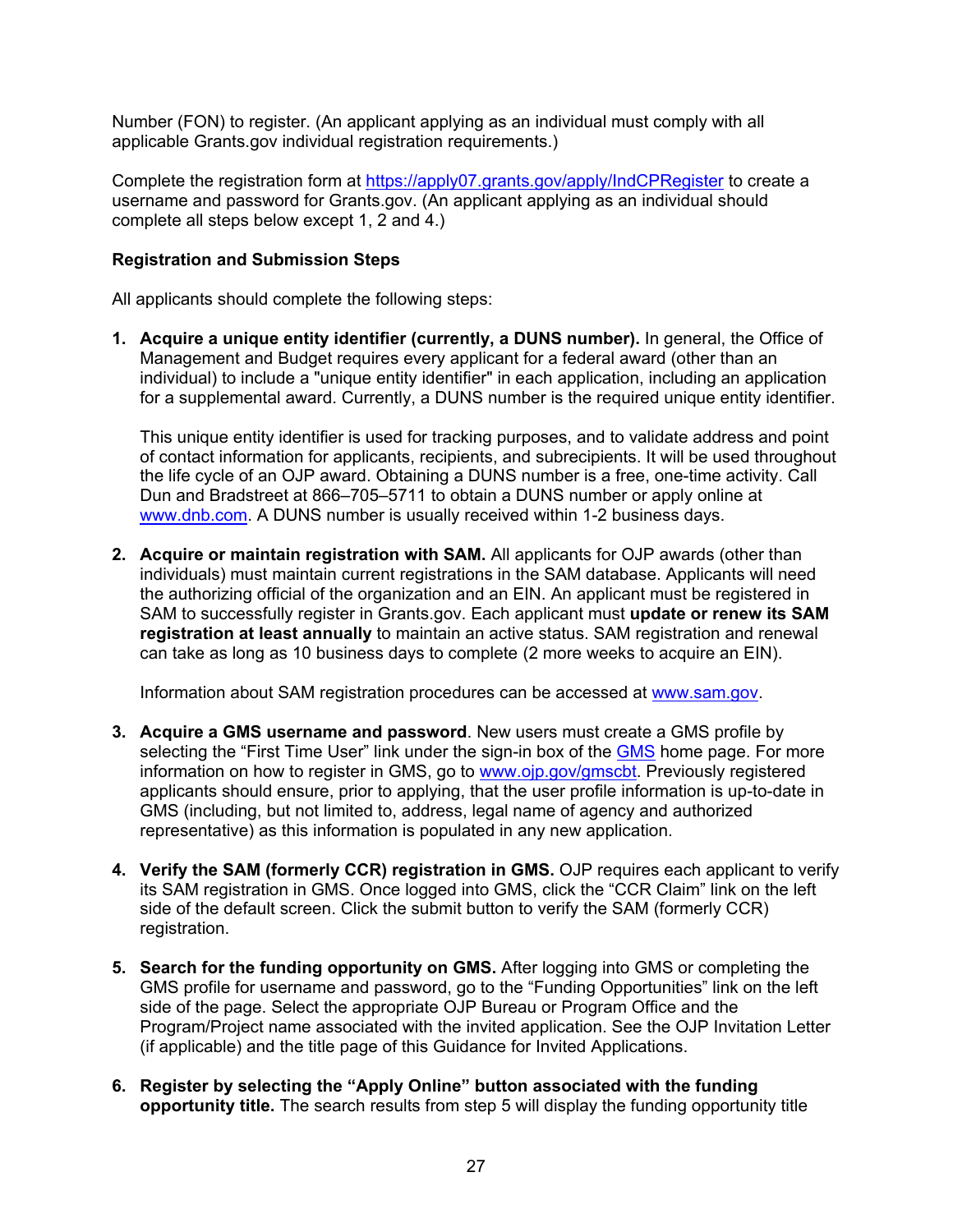Number (FON) to register. (An applicant applying as an individual must comply with all applicable Grants.gov individual registration requirements.)

Complete the registration form at [https://apply07.grants.gov/apply/IndCPRegister](https://apply07.grants.gov/apply/IndCPRegister) to create a username and password for Grants.gov. (An applicant applying as an individual should complete all steps below except 1, 2 and 4.)

**Registration and Submission Steps**

All applicants should complete the following steps:

1. **Acquire a unique entity identifier (currently, a DUNS number).** In general, the Office of Management and Budget requires every applicant for a federal award (other than an individual) to include a "unique entity identifier" in each application, including an application for a supplemental award. Currently, a DUNS number is the required unique entity identifier.

   This unique entity identifier is used for tracking purposes, and to validate address and point of contact information for applicants, recipients, and subrecipients. It will be used throughout the life cycle of an OJP award. Obtaining a DUNS number is a free, one-time activity. Call Dun and Bradstreet at 866–705–5711 to obtain a DUNS number or apply online at [www.dnb.com](www.dnb.com). A DUNS number is usually received within 1-2 business days.

2. **Acquire or maintain registration with SAM.** All applicants for OJP awards (other than individuals) must maintain current registrations in the SAM database. Applicants will need the authorizing official of the organization and an EIN. An applicant must be registered in SAM to successfully register in Grants.gov. Each applicant must **update or renew its SAM registration at least annually** to maintain an active status. SAM registration and renewal can take as long as 10 business days to complete (2 more weeks to acquire an EIN).

   Information about SAM registration procedures can be accessed at [www.sam.gov](www.sam.gov).

3. **Acquire a GMS username and password**. New users must create a GMS profile by selecting the "First Time User" link under the sign-in box of the GMS home page. For more information on how to register in GMS, go to [www.ojp.gov/gmscbt](www.ojp.gov/gmscbt). Previously registered applicants should ensure, prior to applying, that the user profile information is up-to-date in GMS (including, but not limited to, address, legal name of agency and authorized representative) as this information is populated in any new application.

4. **Verify the SAM (formerly CCR) registration in GMS.** OJP requires each applicant to verify its SAM registration in GMS. Once logged into GMS, click the "CCR Claim" link on the left side of the default screen. Click the submit button to verify the SAM (formerly CCR) registration.

5. **Search for the funding opportunity on GMS.** After logging into GMS or completing the GMS profile for username and password, go to the "Funding Opportunities" link on the left side of the page. Select the appropriate OJP Bureau or Program Office and the Program/Project name associated with the invited application. See the OJP Invitation Letter (if applicable) and the title page of this Guidance for Invited Applications.

6. **Register by selecting the "Apply Online" button associated with the funding opportunity title.** The search results from step 5 will display the funding opportunity title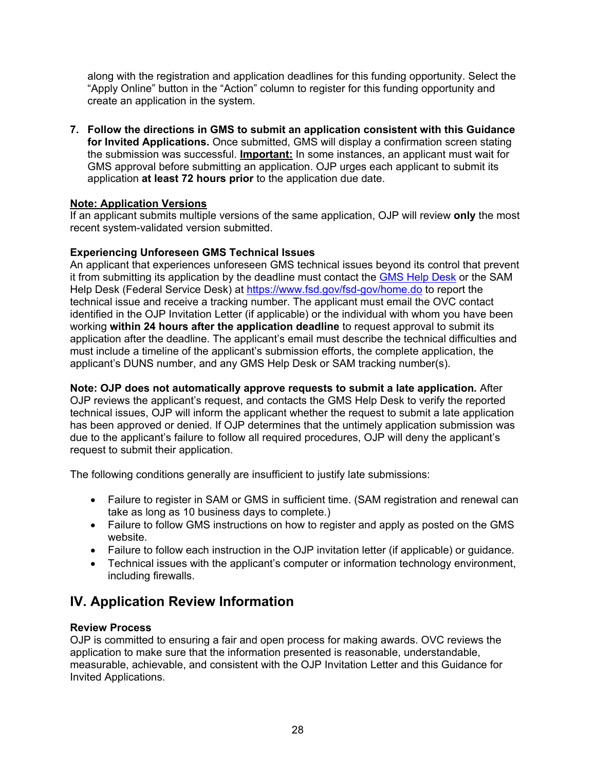along with the registration and application deadlines for this funding opportunity. Select the "Apply Online" button in the "Action" column to register for this funding opportunity and create an application in the system.

7. **Follow the directions in GMS to submit an application consistent with this Guidance for Invited Applications.** Once submitted, GMS will display a confirmation screen stating the submission was successful. **Important:** In some instances, an applicant must wait for GMS approval before submitting an application. OJP urges each applicant to submit its application **at least 72 hours prior** to the application due date.

**Note: Application Versions**
If an applicant submits multiple versions of the same application, OJP will review **only** the most recent system-validated version submitted.

**Experiencing Unforeseen GMS Technical Issues**
An applicant that experiences unforeseen GMS technical issues beyond its control that prevent it from submitting its application by the deadline must contact the GMS Help Desk or the SAM Help Desk (Federal Service Desk) at https://www.fsd.gov/fsd-gov/home.do to report the technical issue and receive a tracking number. The applicant must email the OVC contact identified in the OJP Invitation Letter (if applicable) or the individual with whom you have been working **within 24 hours after the application deadline** to request approval to submit its application after the deadline. The applicant's email must describe the technical difficulties and must include a timeline of the applicant's submission efforts, the complete application, the applicant's DUNS number, and any GMS Help Desk or SAM tracking number(s).

**Note: OJP does not automatically approve requests to submit a late application.** After OJP reviews the applicant's request, and contacts the GMS Help Desk to verify the reported technical issues, OJP will inform the applicant whether the request to submit a late application has been approved or denied. If OJP determines that the untimely application submission was due to the applicant's failure to follow all required procedures, OJP will deny the applicant's request to submit their application.

The following conditions generally are insufficient to justify late submissions:

- Failure to register in SAM or GMS in sufficient time. (SAM registration and renewal can take as long as 10 business days to complete.)
- Failure to follow GMS instructions on how to register and apply as posted on the GMS website.
- Failure to follow each instruction in the OJP invitation letter (if applicable) or guidance.
- Technical issues with the applicant's computer or information technology environment, including firewalls.

## IV. Application Review Information

**Review Process**
OJP is committed to ensuring a fair and open process for making awards. OVC reviews the application to make sure that the information presented is reasonable, understandable, measurable, achievable, and consistent with the OJP Invitation Letter and this Guidance for Invited Applications.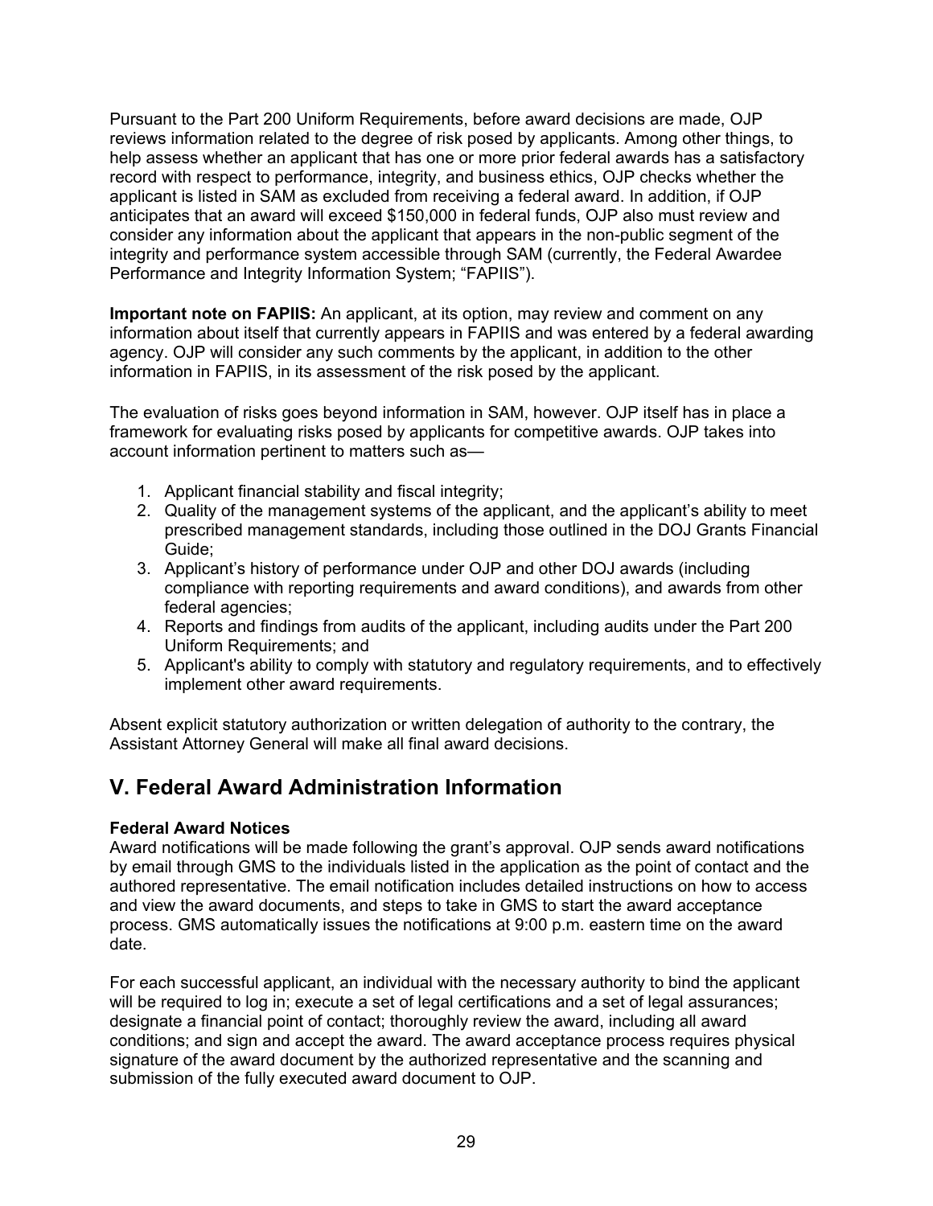Pursuant to the Part 200 Uniform Requirements, before award decisions are made, OJP reviews information related to the degree of risk posed by applicants. Among other things, to help assess whether an applicant that has one or more prior federal awards has a satisfactory record with respect to performance, integrity, and business ethics, OJP checks whether the applicant is listed in SAM as excluded from receiving a federal award. In addition, if OJP anticipates that an award will exceed $150,000 in federal funds, OJP also must review and consider any information about the applicant that appears in the non-public segment of the integrity and performance system accessible through SAM (currently, the Federal Awardee Performance and Integrity Information System; "FAPIIS").

**Important note on FAPIIS:** An applicant, at its option, may review and comment on any information about itself that currently appears in FAPIIS and was entered by a federal awarding agency. OJP will consider any such comments by the applicant, in addition to the other information in FAPIIS, in its assessment of the risk posed by the applicant.

The evaluation of risks goes beyond information in SAM, however. OJP itself has in place a framework for evaluating risks posed by applicants for competitive awards. OJP takes into account information pertinent to matters such as—

1. Applicant financial stability and fiscal integrity;
2. Quality of the management systems of the applicant, and the applicant's ability to meet prescribed management standards, including those outlined in the DOJ Grants Financial Guide;
3. Applicant's history of performance under OJP and other DOJ awards (including compliance with reporting requirements and award conditions), and awards from other federal agencies;
4. Reports and findings from audits of the applicant, including audits under the Part 200 Uniform Requirements; and
5. Applicant's ability to comply with statutory and regulatory requirements, and to effectively implement other award requirements.

Absent explicit statutory authorization or written delegation of authority to the contrary, the Assistant Attorney General will make all final award decisions.

## V. Federal Award Administration Information

**Federal Award Notices**

Award notifications will be made following the grant's approval. OJP sends award notifications by email through GMS to the individuals listed in the application as the point of contact and the authored representative. The email notification includes detailed instructions on how to access and view the award documents, and steps to take in GMS to start the award acceptance process. GMS automatically issues the notifications at 9:00 p.m. eastern time on the award date.

For each successful applicant, an individual with the necessary authority to bind the applicant will be required to log in; execute a set of legal certifications and a set of legal assurances; designate a financial point of contact; thoroughly review the award, including all award conditions; and sign and accept the award. The award acceptance process requires physical signature of the award document by the authorized representative and the scanning and submission of the fully executed award document to OJP.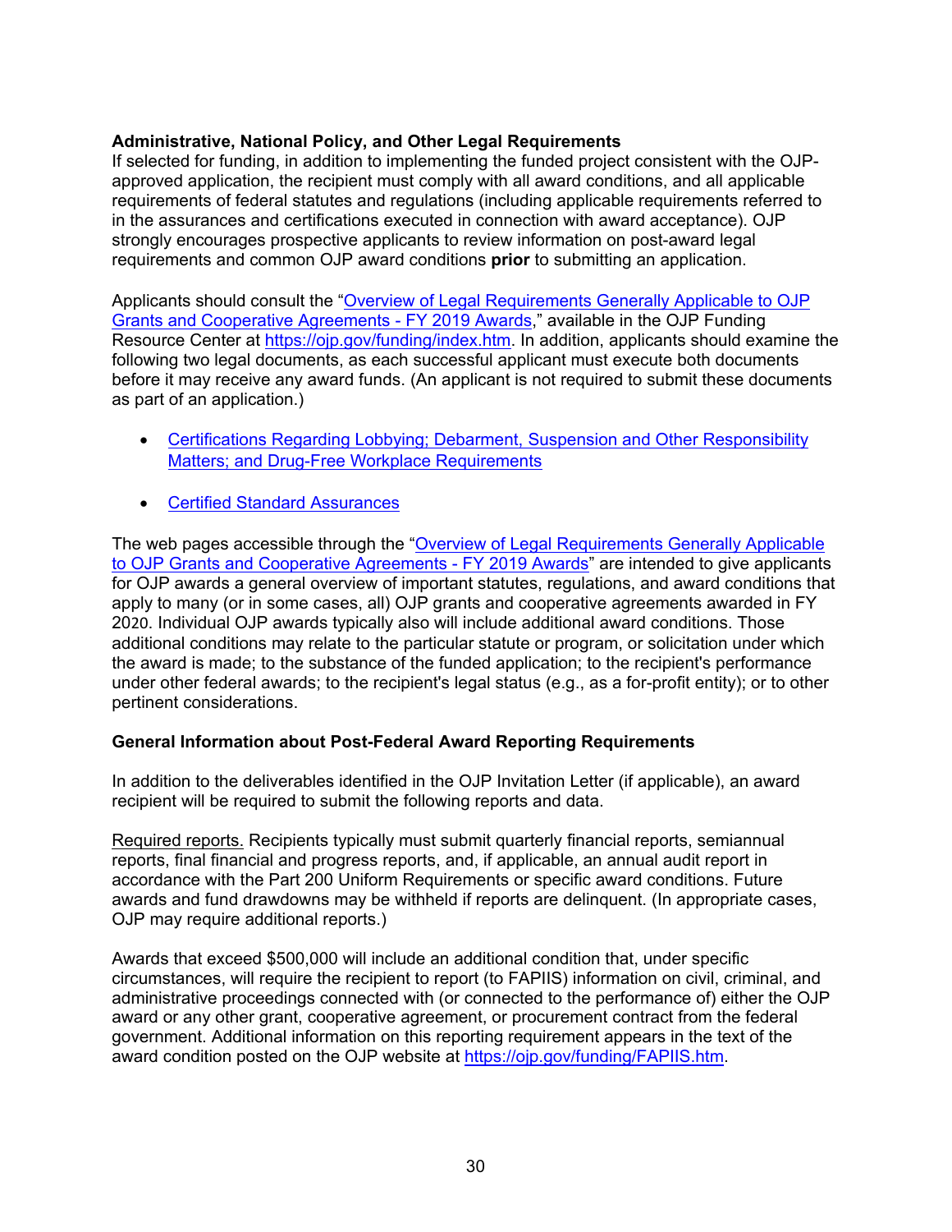**Administrative, National Policy, and Other Legal Requirements**

If selected for funding, in addition to implementing the funded project consistent with the OJP-approved application, the recipient must comply with all award conditions, and all applicable requirements of federal statutes and regulations (including applicable requirements referred to in the assurances and certifications executed in connection with award acceptance). OJP strongly encourages prospective applicants to review information on post-award legal requirements and common OJP award conditions **prior** to submitting an application.

Applicants should consult the "[Overview of Legal Requirements Generally Applicable to OJP Grants and Cooperative Agreements - FY 2019 Awards](https://ojp.gov/funding/index.htm)," available in the OJP Funding Resource Center at [https://ojp.gov/funding/index.htm](https://ojp.gov/funding/index.htm). In addition, applicants should examine the following two legal documents, as each successful applicant must execute both documents before it may receive any award funds. (An applicant is not required to submit these documents as part of an application.)

- Certifications Regarding Lobbying; Debarment, Suspension and Other Responsibility Matters; and Drug-Free Workplace Requirements
- Certified Standard Assurances

The web pages accessible through the "Overview of Legal Requirements Generally Applicable to OJP Grants and Cooperative Agreements - FY 2019 Awards" are intended to give applicants for OJP awards a general overview of important statutes, regulations, and award conditions that apply to many (or in some cases, all) OJP grants and cooperative agreements awarded in FY 2020. Individual OJP awards typically also will include additional award conditions. Those additional conditions may relate to the particular statute or program, or solicitation under which the award is made; to the substance of the funded application; to the recipient's performance under other federal awards; to the recipient's legal status (e.g., as a for-profit entity); or to other pertinent considerations.

**General Information about Post-Federal Award Reporting Requirements**

In addition to the deliverables identified in the OJP Invitation Letter (if applicable), an award recipient will be required to submit the following reports and data.

Required reports. Recipients typically must submit quarterly financial reports, semiannual reports, final financial and progress reports, and, if applicable, an annual audit report in accordance with the Part 200 Uniform Requirements or specific award conditions. Future awards and fund drawdowns may be withheld if reports are delinquent. (In appropriate cases, OJP may require additional reports.)

Awards that exceed $500,000 will include an additional condition that, under specific circumstances, will require the recipient to report (to FAPIIS) information on civil, criminal, and administrative proceedings connected with (or connected to the performance of) either the OJP award or any other grant, cooperative agreement, or procurement contract from the federal government. Additional information on this reporting requirement appears in the text of the award condition posted on the OJP website at [https://ojp.gov/funding/FAPIIS.htm](https://ojp.gov/funding/FAPIIS.htm).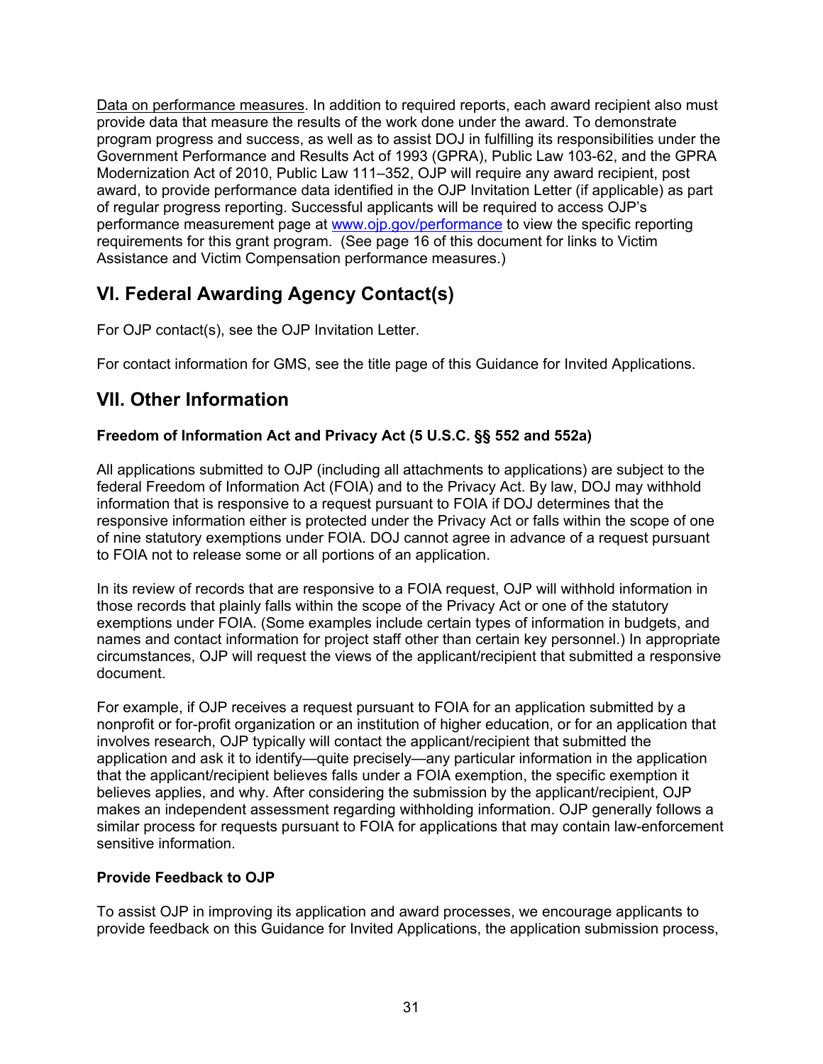Data on performance measures. In addition to required reports, each award recipient also must provide data that measure the results of the work done under the award. To demonstrate program progress and success, as well as to assist DOJ in fulfilling its responsibilities under the Government Performance and Results Act of 1993 (GPRA), Public Law 103-62, and the GPRA Modernization Act of 2010, Public Law 111–352, OJP will require any award recipient, post award, to provide performance data identified in the OJP Invitation Letter (if applicable) as part of regular progress reporting. Successful applicants will be required to access OJP's performance measurement page at [www.ojp.gov/performance](http://www.ojp.gov/performance) to view the specific reporting requirements for this grant program. (See page 16 of this document for links to Victim Assistance and Victim Compensation performance measures.)

## VI. Federal Awarding Agency Contact(s)

For OJP contact(s), see the OJP Invitation Letter.

For contact information for GMS, see the title page of this Guidance for Invited Applications.

## VII. Other Information

**Freedom of Information Act and Privacy Act (5 U.S.C. §§ 552 and 552a)**

All applications submitted to OJP (including all attachments to applications) are subject to the federal Freedom of Information Act (FOIA) and to the Privacy Act. By law, DOJ may withhold information that is responsive to a request pursuant to FOIA if DOJ determines that the responsive information either is protected under the Privacy Act or falls within the scope of one of nine statutory exemptions under FOIA. DOJ cannot agree in advance of a request pursuant to FOIA not to release some or all portions of an application.

In its review of records that are responsive to a FOIA request, OJP will withhold information in those records that plainly falls within the scope of the Privacy Act or one of the statutory exemptions under FOIA. (Some examples include certain types of information in budgets, and names and contact information for project staff other than certain key personnel.) In appropriate circumstances, OJP will request the views of the applicant/recipient that submitted a responsive document.

For example, if OJP receives a request pursuant to FOIA for an application submitted by a nonprofit or for-profit organization or an institution of higher education, or for an application that involves research, OJP typically will contact the applicant/recipient that submitted the application and ask it to identify—quite precisely—any particular information in the application that the applicant/recipient believes falls under a FOIA exemption, the specific exemption it believes applies, and why. After considering the submission by the applicant/recipient, OJP makes an independent assessment regarding withholding information. OJP generally follows a similar process for requests pursuant to FOIA for applications that may contain law-enforcement sensitive information.

**Provide Feedback to OJP**

To assist OJP in improving its application and award processes, we encourage applicants to provide feedback on this Guidance for Invited Applications, the application submission process,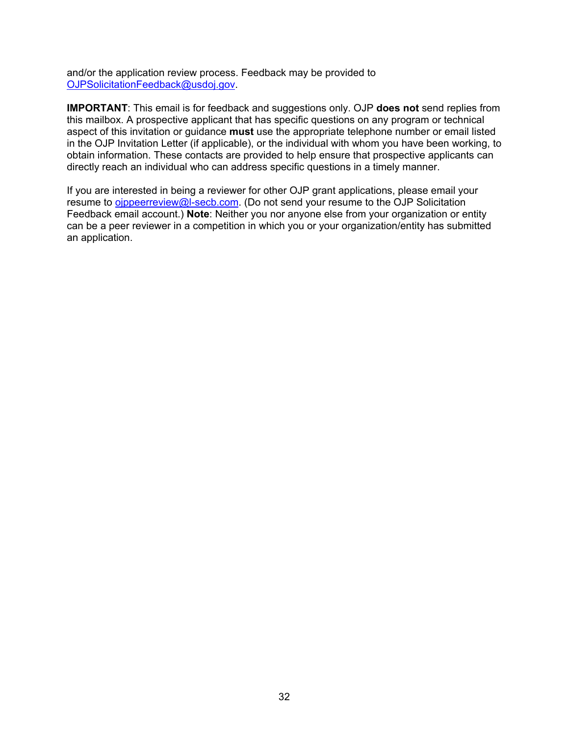and/or the application review process. Feedback may be provided to OJPSolicitationFeedback@usdoj.gov.

**IMPORTANT**: This email is for feedback and suggestions only. OJP **does not** send replies from this mailbox. A prospective applicant that has specific questions on any program or technical aspect of this invitation or guidance **must** use the appropriate telephone number or email listed in the OJP Invitation Letter (if applicable), or the individual with whom you have been working, to obtain information. These contacts are provided to help ensure that prospective applicants can directly reach an individual who can address specific questions in a timely manner.

If you are interested in being a reviewer for other OJP grant applications, please email your resume to ojppeerreview@l-secb.com. (Do not send your resume to the OJP Solicitation Feedback email account.) **Note**: Neither you nor anyone else from your organization or entity can be a peer reviewer in a competition in which you or your organization/entity has submitted an application.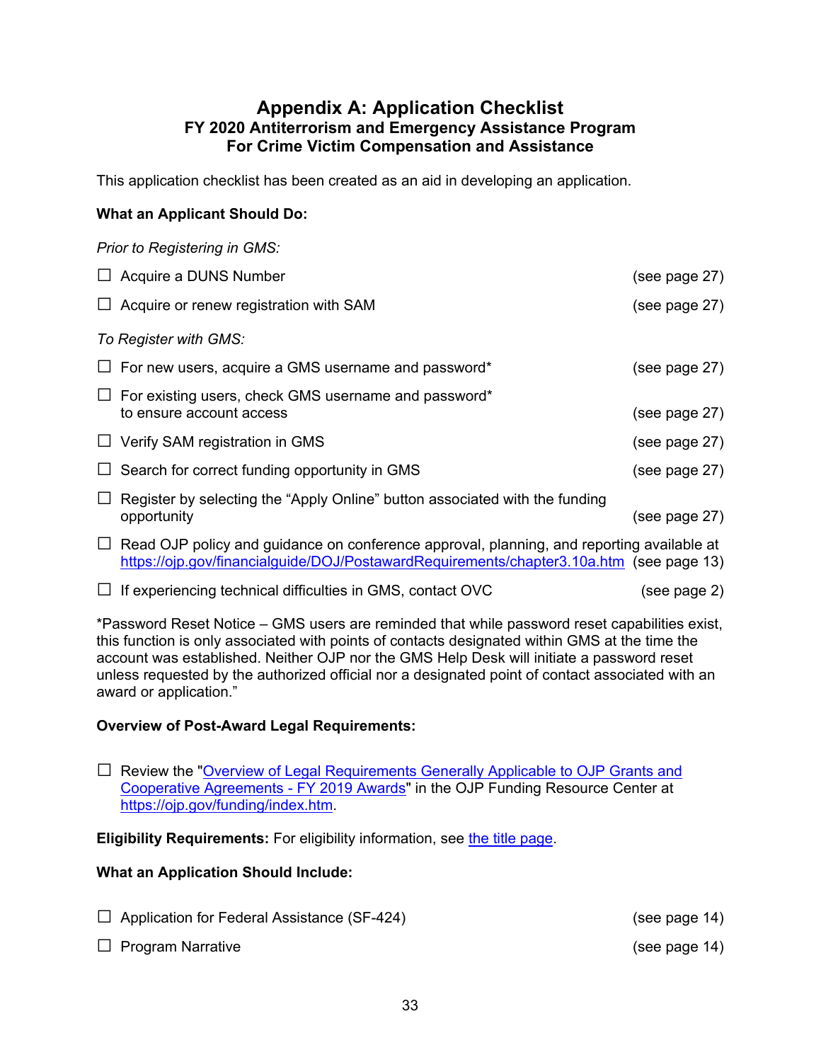# Appendix A: Application Checklist

## FY 2020 Antiterrorism and Emergency Assistance Program For Crime Victim Compensation and Assistance

This application checklist has been created as an aid in developing an application.

**What an Applicant Should Do:**

*Prior to Registering in GMS:*

- ☐ Acquire a DUNS Number (see page 27)
- ☐ Acquire or renew registration with SAM (see page 27)

*To Register with GMS:*

- ☐ For new users, acquire a GMS username and password* (see page 27)
- ☐ For existing users, check GMS username and password* to ensure account access (see page 27)
- ☐ Verify SAM registration in GMS (see page 27)
- ☐ Search for correct funding opportunity in GMS (see page 27)
- ☐ Register by selecting the "Apply Online" button associated with the funding opportunity (see page 27)
- ☐ Read OJP policy and guidance on conference approval, planning, and reporting available at https://ojp.gov/financialguide/DOJ/PostawardRequirements/chapter3.10a.htm (see page 13)
- ☐ If experiencing technical difficulties in GMS, contact OVC (see page 2)

*Password Reset Notice – GMS users are reminded that while password reset capabilities exist, this function is only associated with points of contacts designated within GMS at the time the account was established. Neither OJP nor the GMS Help Desk will initiate a password reset unless requested by the authorized official nor a designated point of contact associated with an award or application."

**Overview of Post-Award Legal Requirements:**

- ☐ Review the "Overview of Legal Requirements Generally Applicable to OJP Grants and Cooperative Agreements - FY 2019 Awards" in the OJP Funding Resource Center at https://ojp.gov/funding/index.htm.

**Eligibility Requirements:** For eligibility information, see the title page.

**What an Application Should Include:**

- ☐ Application for Federal Assistance (SF-424) (see page 14)
- ☐ Program Narrative (see page 14)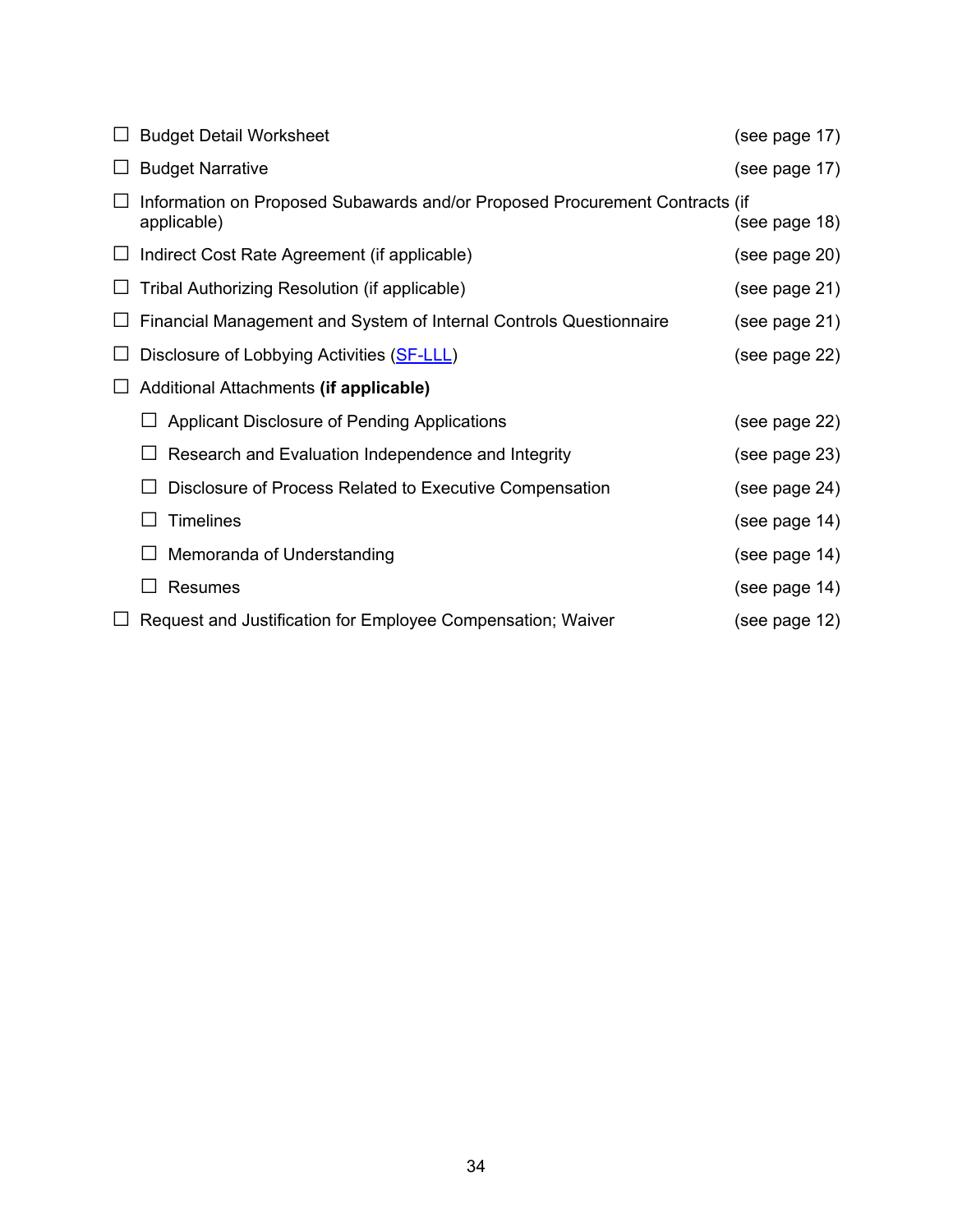- ☐ Budget Detail Worksheet (see page 17)
- ☐ Budget Narrative (see page 17)
- ☐ Information on Proposed Subawards and/or Proposed Procurement Contracts (if applicable) (see page 18)
- ☐ Indirect Cost Rate Agreement (if applicable) (see page 20)
- ☐ Tribal Authorizing Resolution (if applicable) (see page 21)
- ☐ Financial Management and System of Internal Controls Questionnaire (see page 21)
- ☐ Disclosure of Lobbying Activities (SF-LLL) (see page 22)
- ☐ Additional Attachments **(if applicable)**
  - ☐ Applicant Disclosure of Pending Applications (see page 22)
  - ☐ Research and Evaluation Independence and Integrity (see page 23)
  - ☐ Disclosure of Process Related to Executive Compensation (see page 24)
  - ☐ Timelines (see page 14)
  - ☐ Memoranda of Understanding (see page 14)
  - ☐ Resumes (see page 14)
- ☐ Request and Justification for Employee Compensation; Waiver (see page 12)